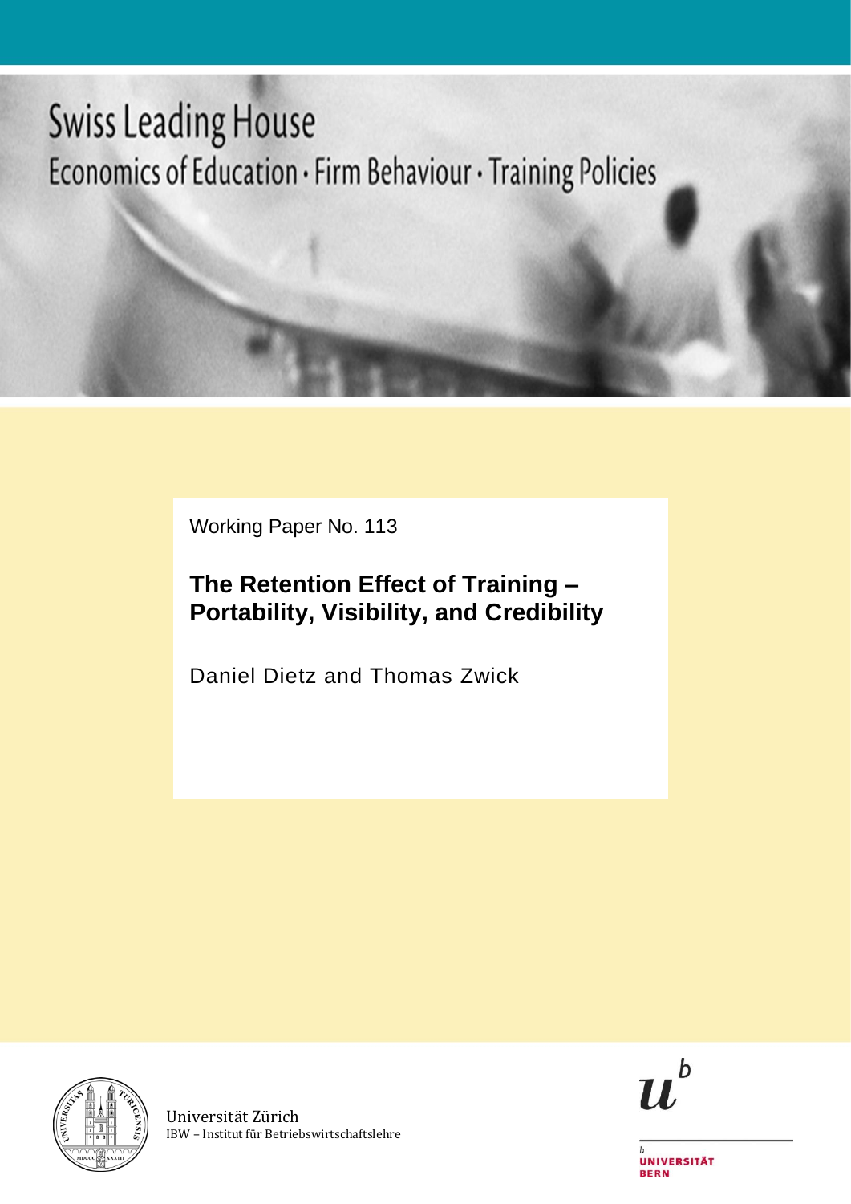Swiss Leading House
Economics of Education • Firm Behaviour • Training Policies

Working Paper No. 113

# The Retention Effect of Training – Portability, Visibility, and Credibility

Daniel Dietz and Thomas Zwick

Universität Zürich
IBW – Institut für Betriebswirtschaftslehre

UNIVERSITÄT BERN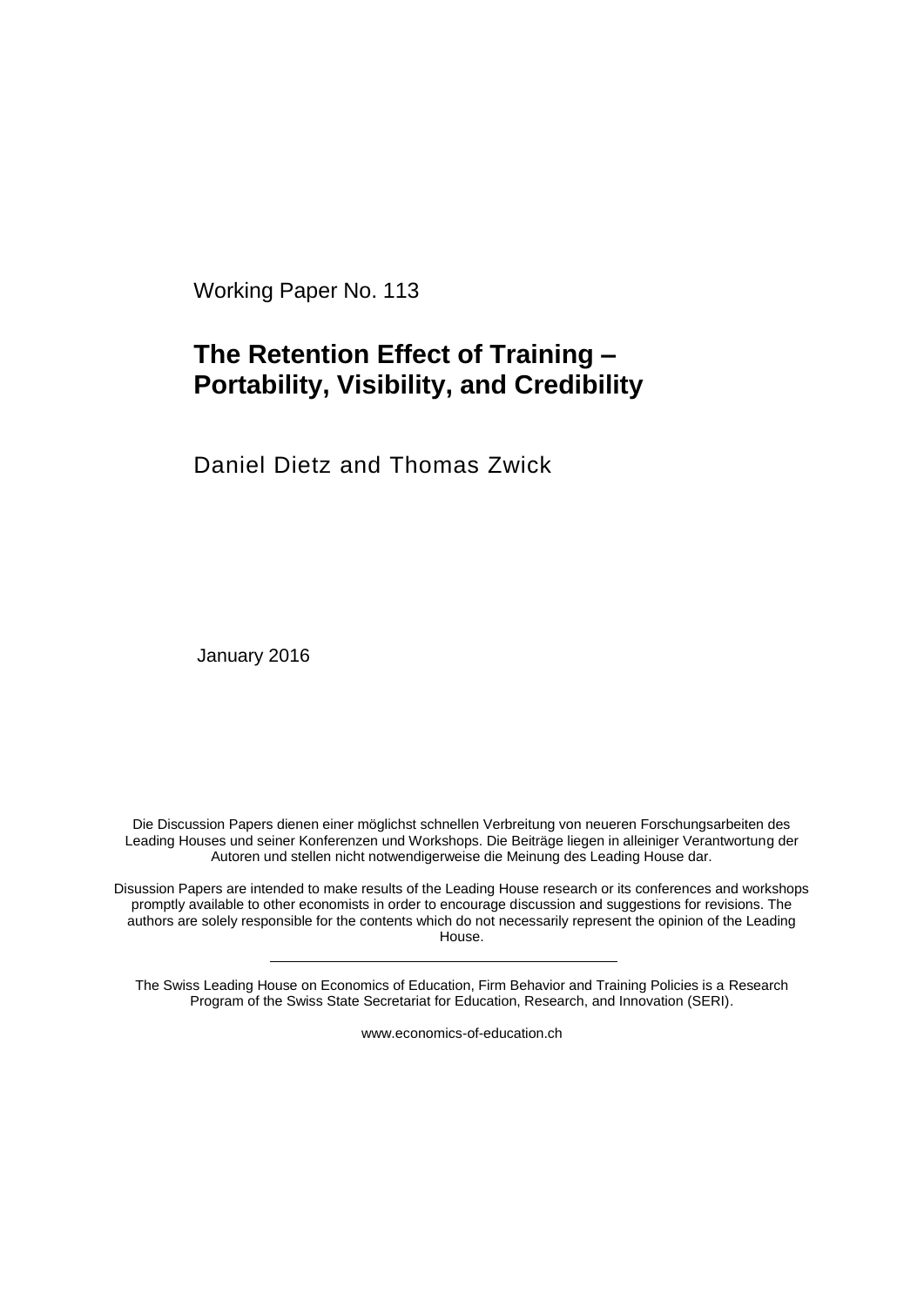Working Paper No. 113

# The Retention Effect of Training – Portability, Visibility, and Credibility

Daniel Dietz and Thomas Zwick

January 2016

Die Discussion Papers dienen einer möglichst schnellen Verbreitung von neueren Forschungsarbeiten des Leading Houses und seiner Konferenzen und Workshops. Die Beiträge liegen in alleiniger Verantwortung der Autoren und stellen nicht notwendigerweise die Meinung des Leading House dar.

Disussion Papers are intended to make results of the Leading House research or its conferences and workshops promptly available to other economists in order to encourage discussion and suggestions for revisions. The authors are solely responsible for the contents which do not necessarily represent the opinion of the Leading House.

---

The Swiss Leading House on Economics of Education, Firm Behavior and Training Policies is a Research Program of the Swiss State Secretariat for Education, Research, and Innovation (SERI).

www.economics-of-education.ch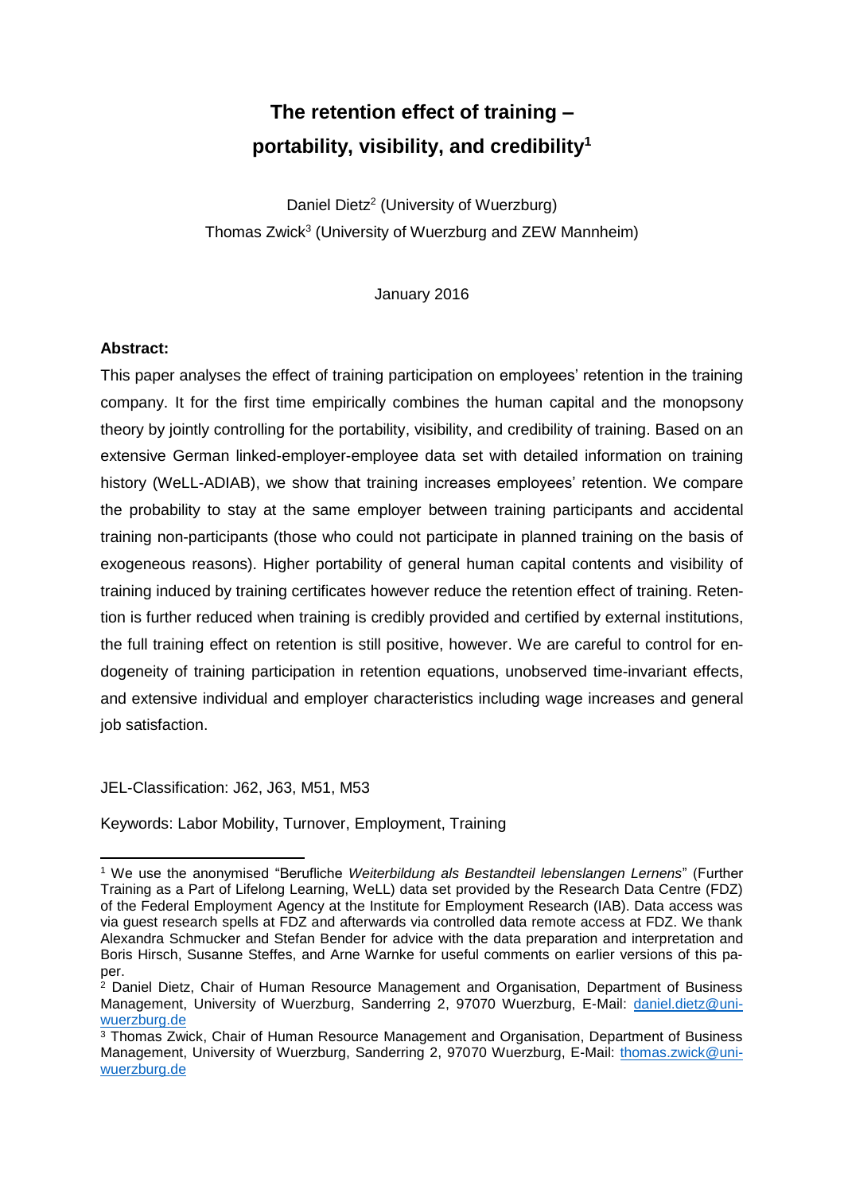# The retention effect of training – portability, visibility, and credibility[1]

Daniel Dietz[2] (University of Wuerzburg)
Thomas Zwick[3] (University of Wuerzburg and ZEW Mannheim)

January 2016

**Abstract:**

This paper analyses the effect of training participation on employees' retention in the training company. It for the first time empirically combines the human capital and the monopsony theory by jointly controlling for the portability, visibility, and credibility of training. Based on an extensive German linked-employer-employee data set with detailed information on training history (WeLL-ADIAB), we show that training increases employees' retention. We compare the probability to stay at the same employer between training participants and accidental training non-participants (those who could not participate in planned training on the basis of exogeneous reasons). Higher portability of general human capital contents and visibility of training induced by training certificates however reduce the retention effect of training. Retention is further reduced when training is credibly provided and certified by external institutions, the full training effect on retention is still positive, however. We are careful to control for endogeneity of training participation in retention equations, unobserved time-invariant effects, and extensive individual and employer characteristics including wage increases and general job satisfaction.

JEL-Classification: J62, J63, M51, M53

Keywords: Labor Mobility, Turnover, Employment, Training

---

[1] We use the anonymised "Berufliche *Weiterbildung als Bestandteil lebenslangen Lernens*" (Further Training as a Part of Lifelong Learning, WeLL) data set provided by the Research Data Centre (FDZ) of the Federal Employment Agency at the Institute for Employment Research (IAB). Data access was via guest research spells at FDZ and afterwards via controlled data remote access at FDZ. We thank Alexandra Schmucker and Stefan Bender for advice with the data preparation and interpretation and Boris Hirsch, Susanne Steffes, and Arne Warnke for useful comments on earlier versions of this paper.

[2] Daniel Dietz, Chair of Human Resource Management and Organisation, Department of Business Management, University of Wuerzburg, Sanderring 2, 97070 Wuerzburg, E-Mail: daniel.dietz@uni-wuerzburg.de

[3] Thomas Zwick, Chair of Human Resource Management and Organisation, Department of Business Management, University of Wuerzburg, Sanderring 2, 97070 Wuerzburg, E-Mail: thomas.zwick@uni-wuerzburg.de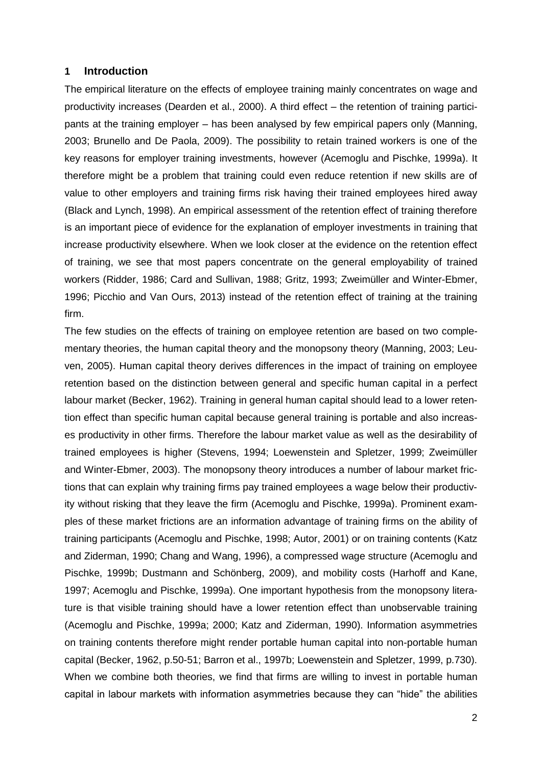## 1 Introduction

The empirical literature on the effects of employee training mainly concentrates on wage and productivity increases (Dearden et al., 2000). A third effect – the retention of training participants at the training employer – has been analysed by few empirical papers only (Manning, 2003; Brunello and De Paola, 2009). The possibility to retain trained workers is one of the key reasons for employer training investments, however (Acemoglu and Pischke, 1999a). It therefore might be a problem that training could even reduce retention if new skills are of value to other employers and training firms risk having their trained employees hired away (Black and Lynch, 1998). An empirical assessment of the retention effect of training therefore is an important piece of evidence for the explanation of employer investments in training that increase productivity elsewhere. When we look closer at the evidence on the retention effect of training, we see that most papers concentrate on the general employability of trained workers (Ridder, 1986; Card and Sullivan, 1988; Gritz, 1993; Zweimüller and Winter-Ebmer, 1996; Picchio and Van Ours, 2013) instead of the retention effect of training at the training firm.

The few studies on the effects of training on employee retention are based on two complementary theories, the human capital theory and the monopsony theory (Manning, 2003; Leuven, 2005). Human capital theory derives differences in the impact of training on employee retention based on the distinction between general and specific human capital in a perfect labour market (Becker, 1962). Training in general human capital should lead to a lower retention effect than specific human capital because general training is portable and also increases productivity in other firms. Therefore the labour market value as well as the desirability of trained employees is higher (Stevens, 1994; Loewenstein and Spletzer, 1999; Zweimüller and Winter-Ebmer, 2003). The monopsony theory introduces a number of labour market frictions that can explain why training firms pay trained employees a wage below their productivity without risking that they leave the firm (Acemoglu and Pischke, 1999a). Prominent examples of these market frictions are an information advantage of training firms on the ability of training participants (Acemoglu and Pischke, 1998; Autor, 2001) or on training contents (Katz and Ziderman, 1990; Chang and Wang, 1996), a compressed wage structure (Acemoglu and Pischke, 1999b; Dustmann and Schönberg, 2009), and mobility costs (Harhoff and Kane, 1997; Acemoglu and Pischke, 1999a). One important hypothesis from the monopsony literature is that visible training should have a lower retention effect than unobservable training (Acemoglu and Pischke, 1999a; 2000; Katz and Ziderman, 1990). Information asymmetries on training contents therefore might render portable human capital into non-portable human capital (Becker, 1962, p.50-51; Barron et al., 1997b; Loewenstein and Spletzer, 1999, p.730). When we combine both theories, we find that firms are willing to invest in portable human capital in labour markets with information asymmetries because they can "hide" the abilities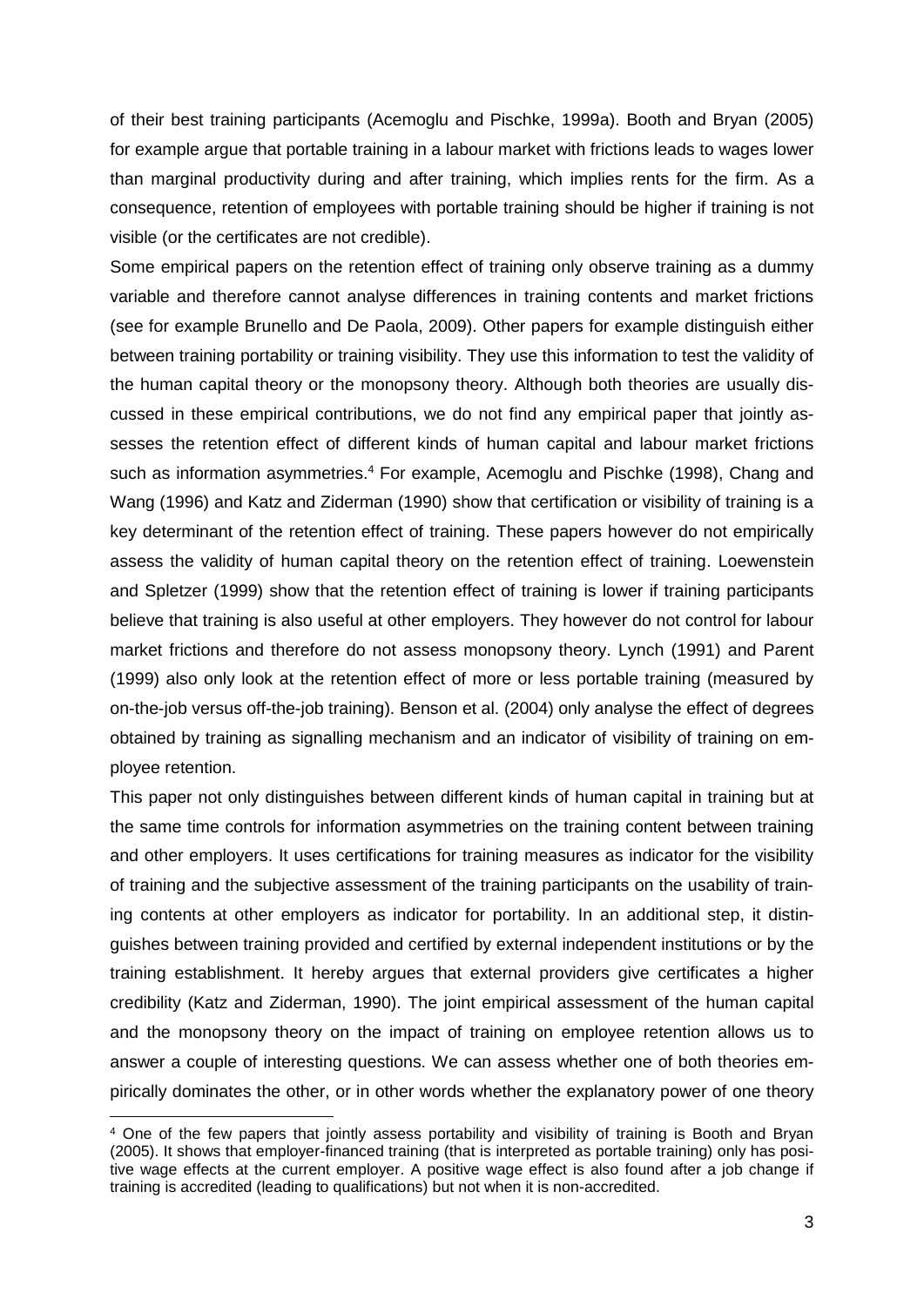of their best training participants (Acemoglu and Pischke, 1999a). Booth and Bryan (2005) for example argue that portable training in a labour market with frictions leads to wages lower than marginal productivity during and after training, which implies rents for the firm. As a consequence, retention of employees with portable training should be higher if training is not visible (or the certificates are not credible).

Some empirical papers on the retention effect of training only observe training as a dummy variable and therefore cannot analyse differences in training contents and market frictions (see for example Brunello and De Paola, 2009). Other papers for example distinguish either between training portability or training visibility. They use this information to test the validity of the human capital theory or the monopsony theory. Although both theories are usually discussed in these empirical contributions, we do not find any empirical paper that jointly assesses the retention effect of different kinds of human capital and labour market frictions such as information asymmetries.[4] For example, Acemoglu and Pischke (1998), Chang and Wang (1996) and Katz and Ziderman (1990) show that certification or visibility of training is a key determinant of the retention effect of training. These papers however do not empirically assess the validity of human capital theory on the retention effect of training. Loewenstein and Spletzer (1999) show that the retention effect of training is lower if training participants believe that training is also useful at other employers. They however do not control for labour market frictions and therefore do not assess monopsony theory. Lynch (1991) and Parent (1999) also only look at the retention effect of more or less portable training (measured by on-the-job versus off-the-job training). Benson et al. (2004) only analyse the effect of degrees obtained by training as signalling mechanism and an indicator of visibility of training on employee retention.

This paper not only distinguishes between different kinds of human capital in training but at the same time controls for information asymmetries on the training content between training and other employers. It uses certifications for training measures as indicator for the visibility of training and the subjective assessment of the training participants on the usability of training contents at other employers as indicator for portability. In an additional step, it distinguishes between training provided and certified by external independent institutions or by the training establishment. It hereby argues that external providers give certificates a higher credibility (Katz and Ziderman, 1990). The joint empirical assessment of the human capital and the monopsony theory on the impact of training on employee retention allows us to answer a couple of interesting questions. We can assess whether one of both theories empirically dominates the other, or in other words whether the explanatory power of one theory

[4] One of the few papers that jointly assess portability and visibility of training is Booth and Bryan (2005). It shows that employer-financed training (that is interpreted as portable training) only has positive wage effects at the current employer. A positive wage effect is also found after a job change if training is accredited (leading to qualifications) but not when it is non-accredited.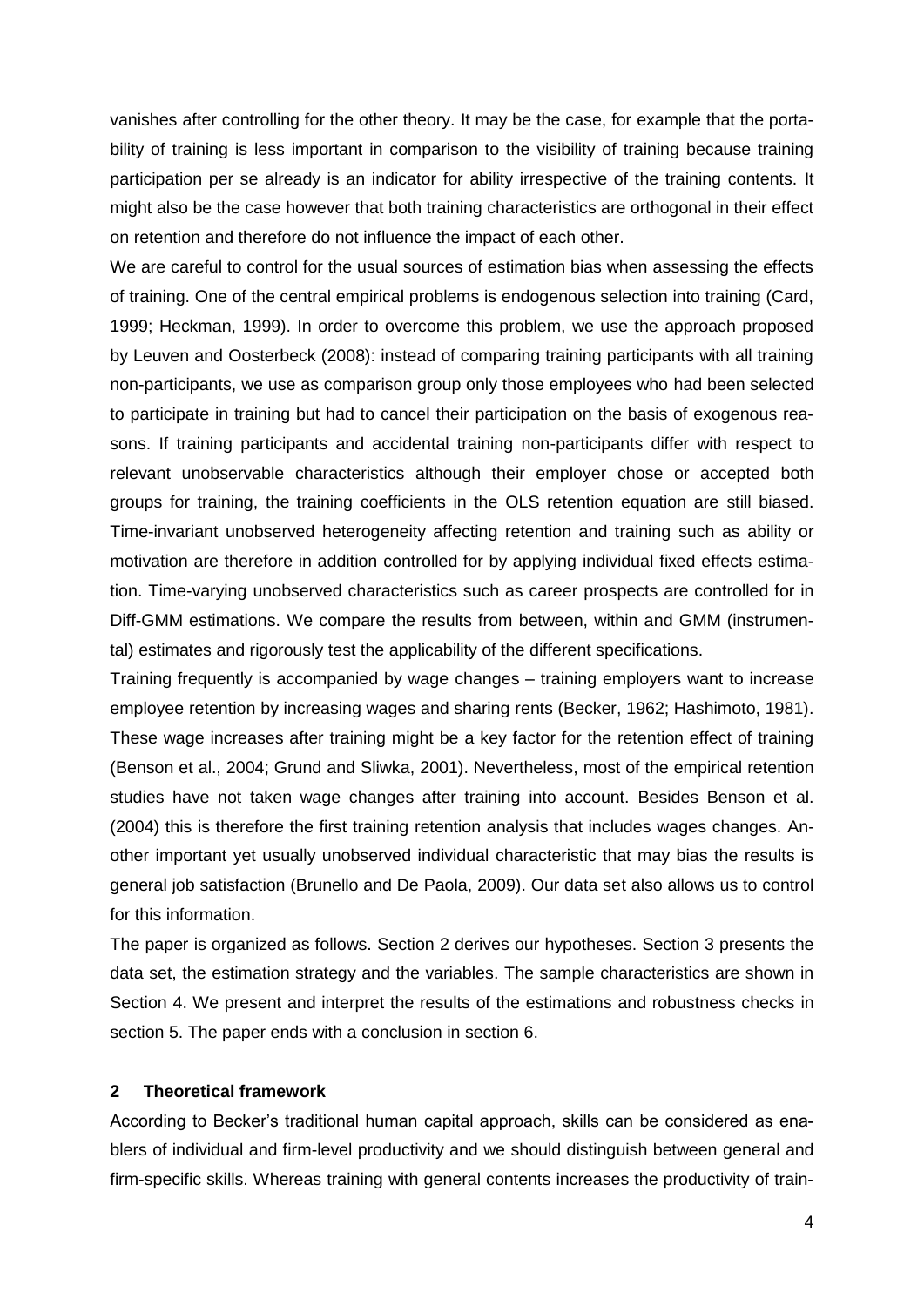vanishes after controlling for the other theory. It may be the case, for example that the portability of training is less important in comparison to the visibility of training because training participation per se already is an indicator for ability irrespective of the training contents. It might also be the case however that both training characteristics are orthogonal in their effect on retention and therefore do not influence the impact of each other.

We are careful to control for the usual sources of estimation bias when assessing the effects of training. One of the central empirical problems is endogenous selection into training (Card, 1999; Heckman, 1999). In order to overcome this problem, we use the approach proposed by Leuven and Oosterbeck (2008): instead of comparing training participants with all training non-participants, we use as comparison group only those employees who had been selected to participate in training but had to cancel their participation on the basis of exogenous reasons. If training participants and accidental training non-participants differ with respect to relevant unobservable characteristics although their employer chose or accepted both groups for training, the training coefficients in the OLS retention equation are still biased. Time-invariant unobserved heterogeneity affecting retention and training such as ability or motivation are therefore in addition controlled for by applying individual fixed effects estimation. Time-varying unobserved characteristics such as career prospects are controlled for in Diff-GMM estimations. We compare the results from between, within and GMM (instrumental) estimates and rigorously test the applicability of the different specifications.

Training frequently is accompanied by wage changes – training employers want to increase employee retention by increasing wages and sharing rents (Becker, 1962; Hashimoto, 1981). These wage increases after training might be a key factor for the retention effect of training (Benson et al., 2004; Grund and Sliwka, 2001). Nevertheless, most of the empirical retention studies have not taken wage changes after training into account. Besides Benson et al. (2004) this is therefore the first training retention analysis that includes wages changes. Another important yet usually unobserved individual characteristic that may bias the results is general job satisfaction (Brunello and De Paola, 2009). Our data set also allows us to control for this information.

The paper is organized as follows. Section 2 derives our hypotheses. Section 3 presents the data set, the estimation strategy and the variables. The sample characteristics are shown in Section 4. We present and interpret the results of the estimations and robustness checks in section 5. The paper ends with a conclusion in section 6.

## 2 Theoretical framework

According to Becker's traditional human capital approach, skills can be considered as enablers of individual and firm-level productivity and we should distinguish between general and firm-specific skills. Whereas training with general contents increases the productivity of train-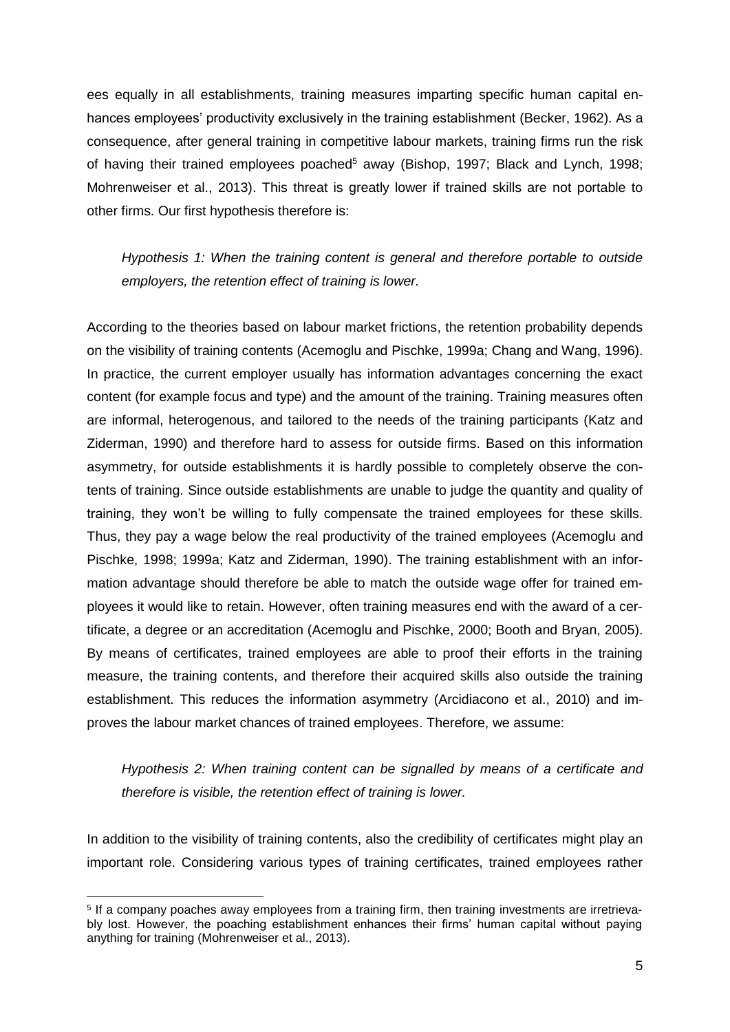ees equally in all establishments, training measures imparting specific human capital enhances employees' productivity exclusively in the training establishment (Becker, 1962). As a consequence, after general training in competitive labour markets, training firms run the risk of having their trained employees poached[5] away (Bishop, 1997; Black and Lynch, 1998; Mohrenweiser et al., 2013). This threat is greatly lower if trained skills are not portable to other firms. Our first hypothesis therefore is:

*Hypothesis 1: When the training content is general and therefore portable to outside employers, the retention effect of training is lower.*

According to the theories based on labour market frictions, the retention probability depends on the visibility of training contents (Acemoglu and Pischke, 1999a; Chang and Wang, 1996). In practice, the current employer usually has information advantages concerning the exact content (for example focus and type) and the amount of the training. Training measures often are informal, heterogenous, and tailored to the needs of the training participants (Katz and Ziderman, 1990) and therefore hard to assess for outside firms. Based on this information asymmetry, for outside establishments it is hardly possible to completely observe the contents of training. Since outside establishments are unable to judge the quantity and quality of training, they won't be willing to fully compensate the trained employees for these skills. Thus, they pay a wage below the real productivity of the trained employees (Acemoglu and Pischke, 1998; 1999a; Katz and Ziderman, 1990). The training establishment with an information advantage should therefore be able to match the outside wage offer for trained employees it would like to retain. However, often training measures end with the award of a certificate, a degree or an accreditation (Acemoglu and Pischke, 2000; Booth and Bryan, 2005). By means of certificates, trained employees are able to proof their efforts in the training measure, the training contents, and therefore their acquired skills also outside the training establishment. This reduces the information asymmetry (Arcidiacono et al., 2010) and improves the labour market chances of trained employees. Therefore, we assume:

*Hypothesis 2: When training content can be signalled by means of a certificate and therefore is visible, the retention effect of training is lower.*

In addition to the visibility of training contents, also the credibility of certificates might play an important role. Considering various types of training certificates, trained employees rather

[5] If a company poaches away employees from a training firm, then training investments are irretrievably lost. However, the poaching establishment enhances their firms' human capital without paying anything for training (Mohrenweiser et al., 2013).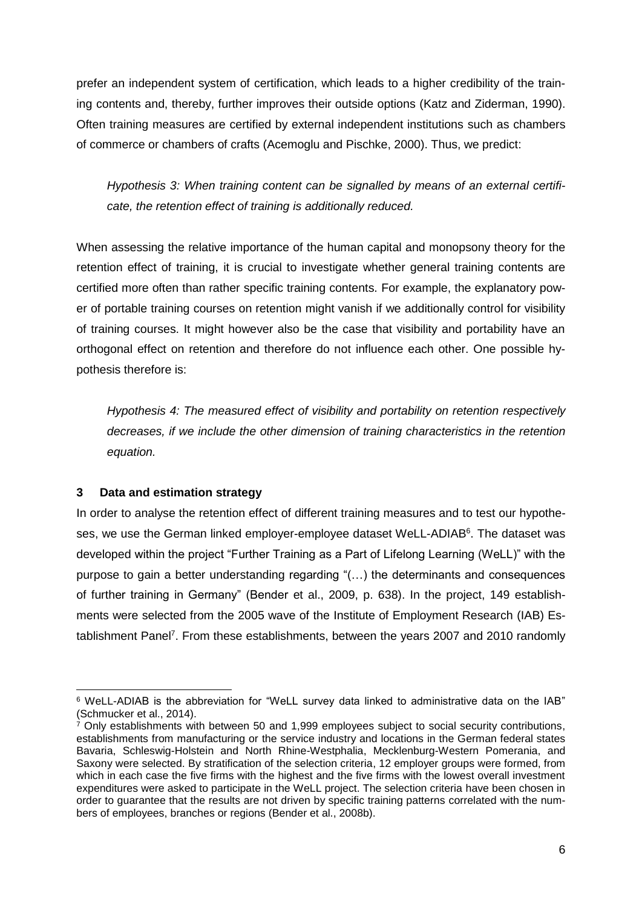prefer an independent system of certification, which leads to a higher credibility of the training contents and, thereby, further improves their outside options (Katz and Ziderman, 1990). Often training measures are certified by external independent institutions such as chambers of commerce or chambers of crafts (Acemoglu and Pischke, 2000). Thus, we predict:

*Hypothesis 3: When training content can be signalled by means of an external certificate, the retention effect of training is additionally reduced.*

When assessing the relative importance of the human capital and monopsony theory for the retention effect of training, it is crucial to investigate whether general training contents are certified more often than rather specific training contents. For example, the explanatory power of portable training courses on retention might vanish if we additionally control for visibility of training courses. It might however also be the case that visibility and portability have an orthogonal effect on retention and therefore do not influence each other. One possible hypothesis therefore is:

*Hypothesis 4: The measured effect of visibility and portability on retention respectively decreases, if we include the other dimension of training characteristics in the retention equation.*

## 3 Data and estimation strategy

In order to analyse the retention effect of different training measures and to test our hypotheses, we use the German linked employer-employee dataset WeLL-ADIAB[6]. The dataset was developed within the project "Further Training as a Part of Lifelong Learning (WeLL)" with the purpose to gain a better understanding regarding "(…) the determinants and consequences of further training in Germany" (Bender et al., 2009, p. 638). In the project, 149 establishments were selected from the 2005 wave of the Institute of Employment Research (IAB) Establishment Panel[7]. From these establishments, between the years 2007 and 2010 randomly

[6] WeLL-ADIAB is the abbreviation for "WeLL survey data linked to administrative data on the IAB" (Schmucker et al., 2014).

[7] Only establishments with between 50 and 1,999 employees subject to social security contributions, establishments from manufacturing or the service industry and locations in the German federal states Bavaria, Schleswig-Holstein and North Rhine-Westphalia, Mecklenburg-Western Pomerania, and Saxony were selected. By stratification of the selection criteria, 12 employer groups were formed, from which in each case the five firms with the highest and the five firms with the lowest overall investment expenditures were asked to participate in the WeLL project. The selection criteria have been chosen in order to guarantee that the results are not driven by specific training patterns correlated with the numbers of employees, branches or regions (Bender et al., 2008b).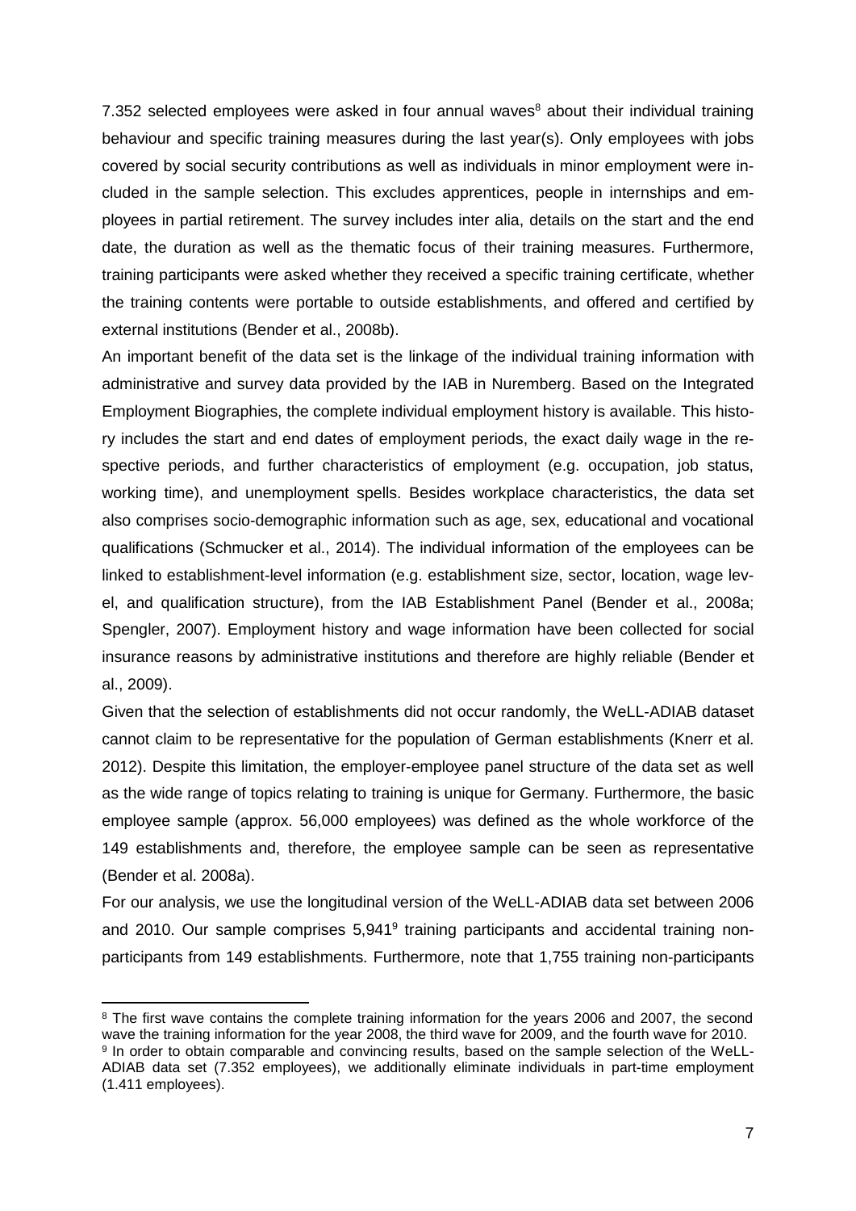7.352 selected employees were asked in four annual waves[8] about their individual training behaviour and specific training measures during the last year(s). Only employees with jobs covered by social security contributions as well as individuals in minor employment were included in the sample selection. This excludes apprentices, people in internships and employees in partial retirement. The survey includes inter alia, details on the start and the end date, the duration as well as the thematic focus of their training measures. Furthermore, training participants were asked whether they received a specific training certificate, whether the training contents were portable to outside establishments, and offered and certified by external institutions (Bender et al., 2008b).

An important benefit of the data set is the linkage of the individual training information with administrative and survey data provided by the IAB in Nuremberg. Based on the Integrated Employment Biographies, the complete individual employment history is available. This history includes the start and end dates of employment periods, the exact daily wage in the respective periods, and further characteristics of employment (e.g. occupation, job status, working time), and unemployment spells. Besides workplace characteristics, the data set also comprises socio-demographic information such as age, sex, educational and vocational qualifications (Schmucker et al., 2014). The individual information of the employees can be linked to establishment-level information (e.g. establishment size, sector, location, wage level, and qualification structure), from the IAB Establishment Panel (Bender et al., 2008a; Spengler, 2007). Employment history and wage information have been collected for social insurance reasons by administrative institutions and therefore are highly reliable (Bender et al., 2009).

Given that the selection of establishments did not occur randomly, the WeLL-ADIAB dataset cannot claim to be representative for the population of German establishments (Knerr et al. 2012). Despite this limitation, the employer-employee panel structure of the data set as well as the wide range of topics relating to training is unique for Germany. Furthermore, the basic employee sample (approx. 56,000 employees) was defined as the whole workforce of the 149 establishments and, therefore, the employee sample can be seen as representative (Bender et al. 2008a).

For our analysis, we use the longitudinal version of the WeLL-ADIAB data set between 2006 and 2010. Our sample comprises 5,941[9] training participants and accidental training non-participants from 149 establishments. Furthermore, note that 1,755 training non-participants

---

[8] The first wave contains the complete training information for the years 2006 and 2007, the second wave the training information for the year 2008, the third wave for 2009, and the fourth wave for 2010.

[9] In order to obtain comparable and convincing results, based on the sample selection of the WeLL-ADIAB data set (7.352 employees), we additionally eliminate individuals in part-time employment (1.411 employees).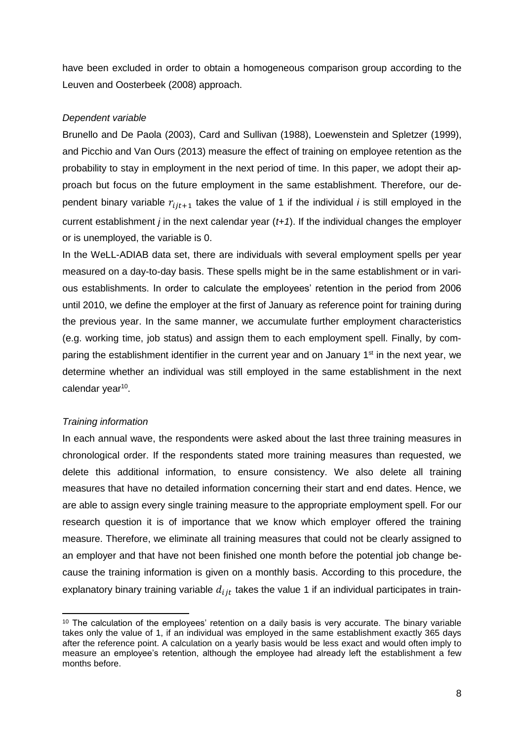have been excluded in order to obtain a homogeneous comparison group according to the Leuven and Oosterbeek (2008) approach.

*Dependent variable*

Brunello and De Paola (2003), Card and Sullivan (1988), Loewenstein and Spletzer (1999), and Picchio and Van Ours (2013) measure the effect of training on employee retention as the probability to stay in employment in the next period of time. In this paper, we adopt their approach but focus on the future employment in the same establishment. Therefore, our dependent binary variable $r_{ijt+1}$ takes the value of 1 if the individual *i* is still employed in the current establishment *j* in the next calendar year (*t+1*). If the individual changes the employer or is unemployed, the variable is 0.

In the WeLL-ADIAB data set, there are individuals with several employment spells per year measured on a day-to-day basis. These spells might be in the same establishment or in various establishments. In order to calculate the employees' retention in the period from 2006 until 2010, we define the employer at the first of January as reference point for training during the previous year. In the same manner, we accumulate further employment characteristics (e.g. working time, job status) and assign them to each employment spell. Finally, by comparing the establishment identifier in the current year and on January 1st in the next year, we determine whether an individual was still employed in the same establishment in the next calendar year[10].

*Training information*

In each annual wave, the respondents were asked about the last three training measures in chronological order. If the respondents stated more training measures than requested, we delete this additional information, to ensure consistency. We also delete all training measures that have no detailed information concerning their start and end dates. Hence, we are able to assign every single training measure to the appropriate employment spell. For our research question it is of importance that we know which employer offered the training measure. Therefore, we eliminate all training measures that could not be clearly assigned to an employer and that have not been finished one month before the potential job change because the training information is given on a monthly basis. According to this procedure, the explanatory binary training variable $d_{ijt}$ takes the value 1 if an individual participates in train-

[10] The calculation of the employees' retention on a daily basis is very accurate. The binary variable takes only the value of 1, if an individual was employed in the same establishment exactly 365 days after the reference point. A calculation on a yearly basis would be less exact and would often imply to measure an employee's retention, although the employee had already left the establishment a few months before.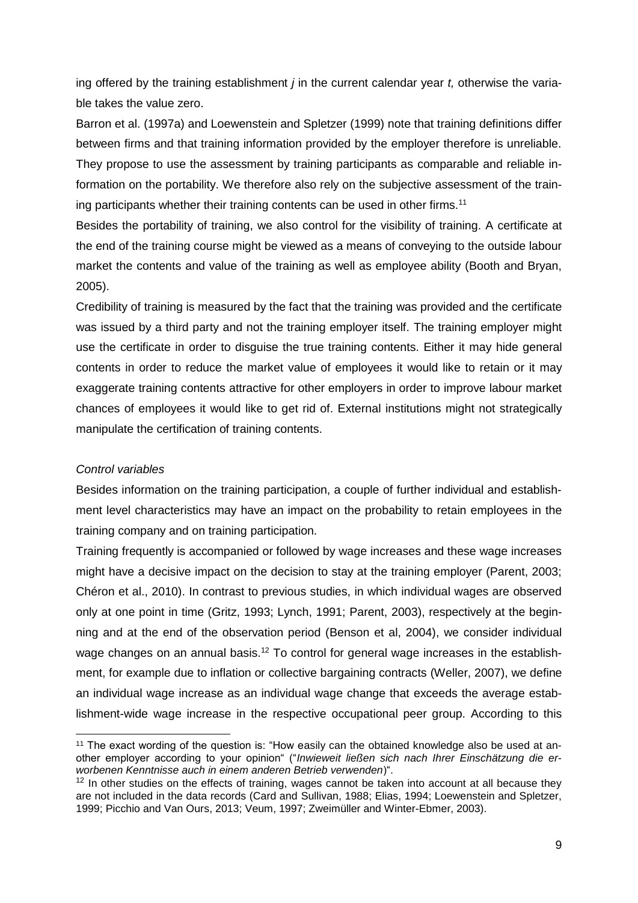ing offered by the training establishment *j* in the current calendar year *t,* otherwise the variable takes the value zero.

Barron et al. (1997a) and Loewenstein and Spletzer (1999) note that training definitions differ between firms and that training information provided by the employer therefore is unreliable. They propose to use the assessment by training participants as comparable and reliable information on the portability. We therefore also rely on the subjective assessment of the training participants whether their training contents can be used in other firms.[11]

Besides the portability of training, we also control for the visibility of training. A certificate at the end of the training course might be viewed as a means of conveying to the outside labour market the contents and value of the training as well as employee ability (Booth and Bryan, 2005).

Credibility of training is measured by the fact that the training was provided and the certificate was issued by a third party and not the training employer itself. The training employer might use the certificate in order to disguise the true training contents. Either it may hide general contents in order to reduce the market value of employees it would like to retain or it may exaggerate training contents attractive for other employers in order to improve labour market chances of employees it would like to get rid of. External institutions might not strategically manipulate the certification of training contents.

*Control variables*

Besides information on the training participation, a couple of further individual and establishment level characteristics may have an impact on the probability to retain employees in the training company and on training participation.

Training frequently is accompanied or followed by wage increases and these wage increases might have a decisive impact on the decision to stay at the training employer (Parent, 2003; Chéron et al., 2010). In contrast to previous studies, in which individual wages are observed only at one point in time (Gritz, 1993; Lynch, 1991; Parent, 2003), respectively at the beginning and at the end of the observation period (Benson et al, 2004), we consider individual wage changes on an annual basis.[12] To control for general wage increases in the establishment, for example due to inflation or collective bargaining contracts (Weller, 2007), we define an individual wage increase as an individual wage change that exceeds the average establishment-wide wage increase in the respective occupational peer group. According to this

---

[11] The exact wording of the question is: "How easily can the obtained knowledge also be used at another employer according to your opinion" ("*Inwieweit ließen sich nach Ihrer Einschätzung die erworbenen Kenntnisse auch in einem anderen Betrieb verwenden*)".

[12] In other studies on the effects of training, wages cannot be taken into account at all because they are not included in the data records (Card and Sullivan, 1988; Elias, 1994; Loewenstein and Spletzer, 1999; Picchio and Van Ours, 2013; Veum, 1997; Zweimüller and Winter-Ebmer, 2003).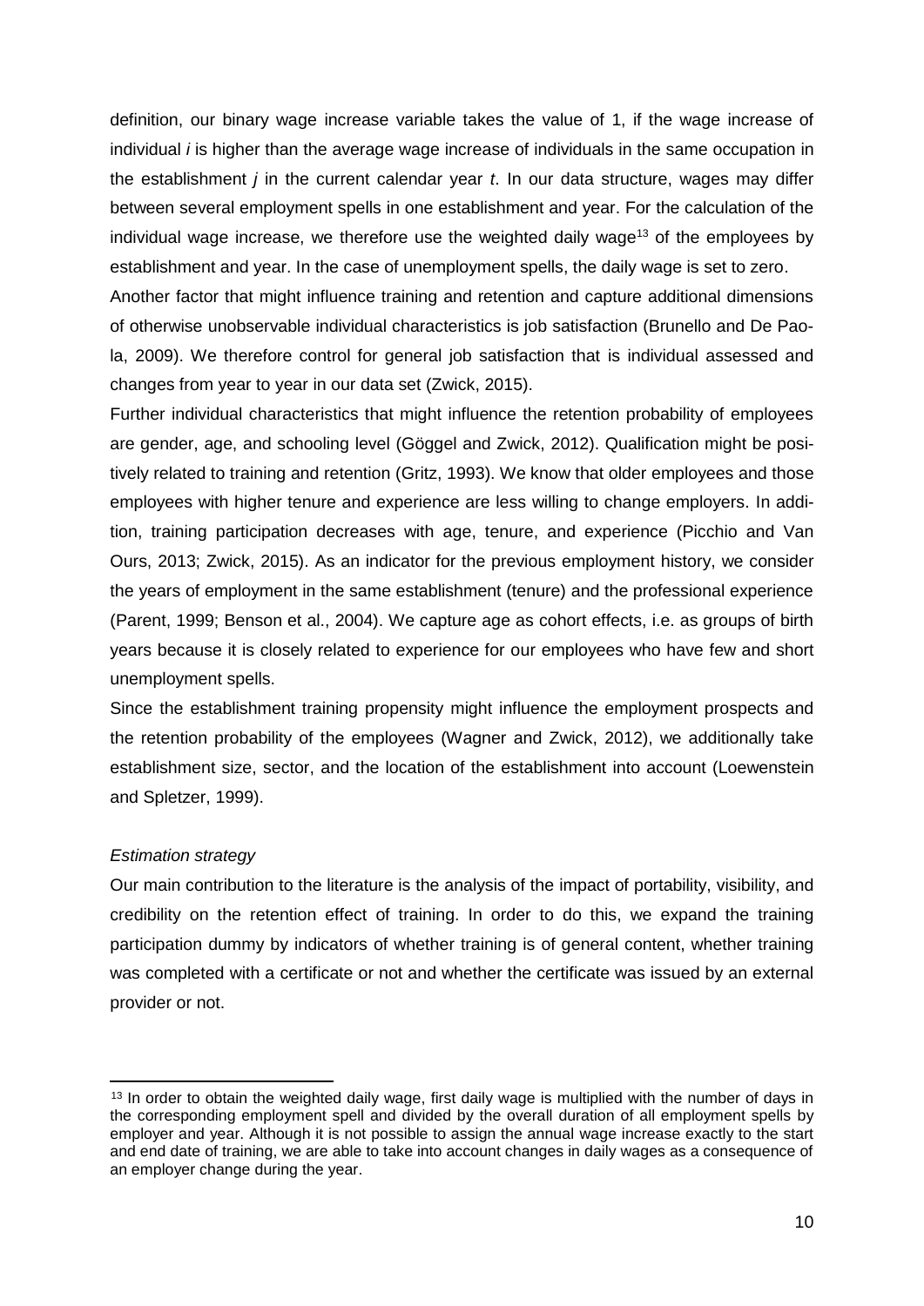definition, our binary wage increase variable takes the value of 1, if the wage increase of individual $i$ is higher than the average wage increase of individuals in the same occupation in the establishment $j$ in the current calendar year $t$. In our data structure, wages may differ between several employment spells in one establishment and year. For the calculation of the individual wage increase, we therefore use the weighted daily wage[13] of the employees by establishment and year. In the case of unemployment spells, the daily wage is set to zero.

Another factor that might influence training and retention and capture additional dimensions of otherwise unobservable individual characteristics is job satisfaction (Brunello and De Paola, 2009). We therefore control for general job satisfaction that is individual assessed and changes from year to year in our data set (Zwick, 2015).

Further individual characteristics that might influence the retention probability of employees are gender, age, and schooling level (Göggel and Zwick, 2012). Qualification might be positively related to training and retention (Gritz, 1993). We know that older employees and those employees with higher tenure and experience are less willing to change employers. In addition, training participation decreases with age, tenure, and experience (Picchio and Van Ours, 2013; Zwick, 2015). As an indicator for the previous employment history, we consider the years of employment in the same establishment (tenure) and the professional experience (Parent, 1999; Benson et al., 2004). We capture age as cohort effects, i.e. as groups of birth years because it is closely related to experience for our employees who have few and short unemployment spells.

Since the establishment training propensity might influence the employment prospects and the retention probability of the employees (Wagner and Zwick, 2012), we additionally take establishment size, sector, and the location of the establishment into account (Loewenstein and Spletzer, 1999).

*Estimation strategy*

Our main contribution to the literature is the analysis of the impact of portability, visibility, and credibility on the retention effect of training. In order to do this, we expand the training participation dummy by indicators of whether training is of general content, whether training was completed with a certificate or not and whether the certificate was issued by an external provider or not.

[13] In order to obtain the weighted daily wage, first daily wage is multiplied with the number of days in the corresponding employment spell and divided by the overall duration of all employment spells by employer and year. Although it is not possible to assign the annual wage increase exactly to the start and end date of training, we are able to take into account changes in daily wages as a consequence of an employer change during the year.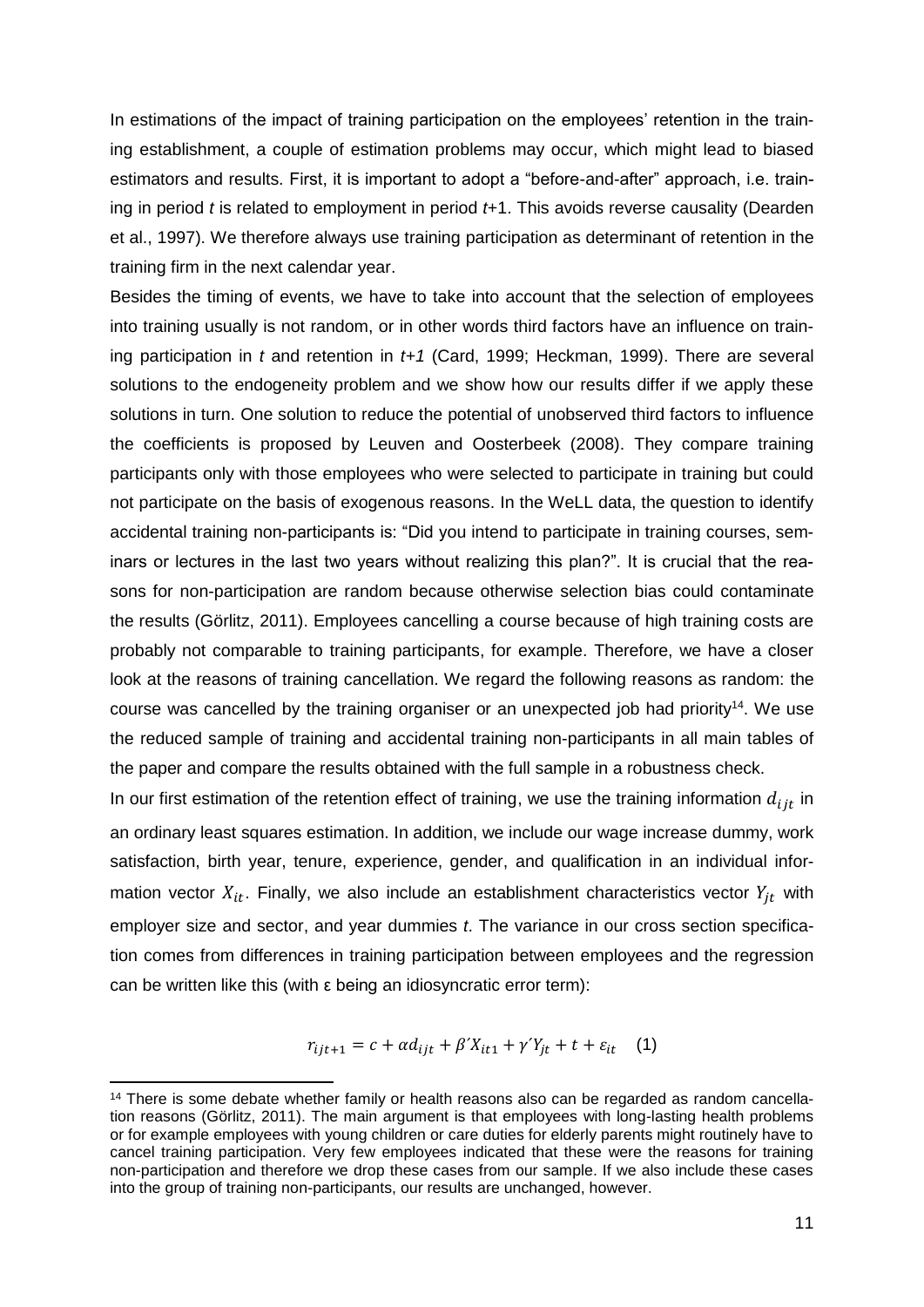In estimations of the impact of training participation on the employees' retention in the training establishment, a couple of estimation problems may occur, which might lead to biased estimators and results. First, it is important to adopt a "before-and-after" approach, i.e. training in period *t* is related to employment in period *t*+1. This avoids reverse causality (Dearden et al., 1997). We therefore always use training participation as determinant of retention in the training firm in the next calendar year.

Besides the timing of events, we have to take into account that the selection of employees into training usually is not random, or in other words third factors have an influence on training participation in *t* and retention in *t+1* (Card, 1999; Heckman, 1999). There are several solutions to the endogeneity problem and we show how our results differ if we apply these solutions in turn. One solution to reduce the potential of unobserved third factors to influence the coefficients is proposed by Leuven and Oosterbeek (2008). They compare training participants only with those employees who were selected to participate in training but could not participate on the basis of exogenous reasons. In the WeLL data, the question to identify accidental training non-participants is: "Did you intend to participate in training courses, seminars or lectures in the last two years without realizing this plan?". It is crucial that the reasons for non-participation are random because otherwise selection bias could contaminate the results (Görlitz, 2011). Employees cancelling a course because of high training costs are probably not comparable to training participants, for example. Therefore, we have a closer look at the reasons of training cancellation. We regard the following reasons as random: the course was cancelled by the training organiser or an unexpected job had priority[14]. We use the reduced sample of training and accidental training non-participants in all main tables of the paper and compare the results obtained with the full sample in a robustness check.

In our first estimation of the retention effect of training, we use the training information $d_{ijt}$ in an ordinary least squares estimation. In addition, we include our wage increase dummy, work satisfaction, birth year, tenure, experience, gender, and qualification in an individual information vector $X_{it}$. Finally, we also include an establishment characteristics vector $Y_{jt}$ with employer size and sector, and year dummies *t*. The variance in our cross section specification comes from differences in training participation between employees and the regression can be written like this (with ε being an idiosyncratic error term):

$$r_{ijt+1} = c + \alpha d_{ijt} + \beta' X_{it1} + \gamma' Y_{jt} + t + \varepsilon_{it} \quad (1)$$

[14] There is some debate whether family or health reasons also can be regarded as random cancellation reasons (Görlitz, 2011). The main argument is that employees with long-lasting health problems or for example employees with young children or care duties for elderly parents might routinely have to cancel training participation. Very few employees indicated that these were the reasons for training non-participation and therefore we drop these cases from our sample. If we also include these cases into the group of training non-participants, our results are unchanged, however.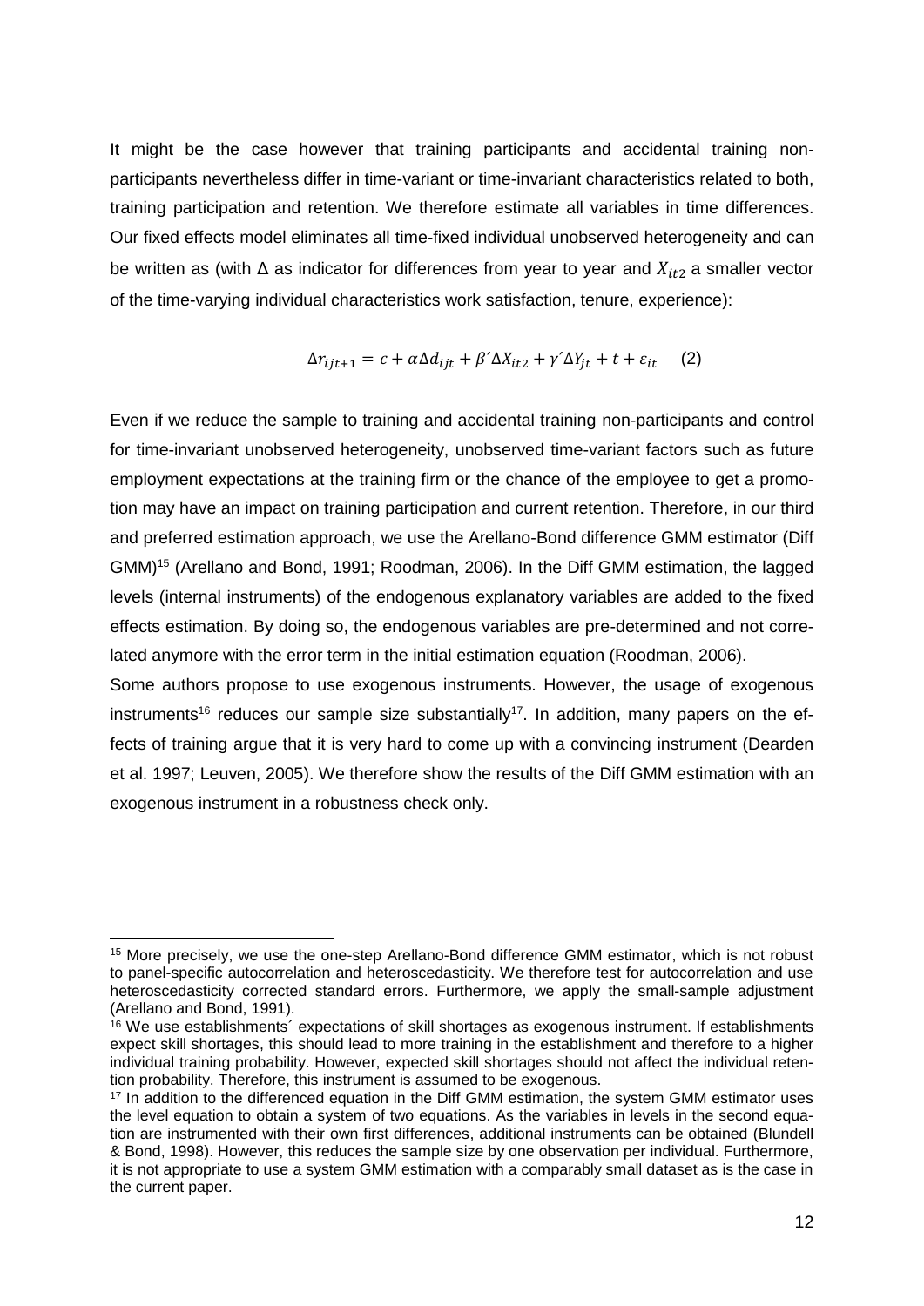It might be the case however that training participants and accidental training non-participants nevertheless differ in time-variant or time-invariant characteristics related to both, training participation and retention. We therefore estimate all variables in time differences. Our fixed effects model eliminates all time-fixed individual unobserved heterogeneity and can be written as (with Δ as indicator for differences from year to year and $X_{it2}$ a smaller vector of the time-varying individual characteristics work satisfaction, tenure, experience):

$$\Delta r_{ijt+1} = c + \alpha \Delta d_{ijt} + \beta' \Delta X_{it2} + \gamma' \Delta Y_{jt} + t + \varepsilon_{it} \quad (2)$$

Even if we reduce the sample to training and accidental training non-participants and control for time-invariant unobserved heterogeneity, unobserved time-variant factors such as future employment expectations at the training firm or the chance of the employee to get a promotion may have an impact on training participation and current retention. Therefore, in our third and preferred estimation approach, we use the Arellano-Bond difference GMM estimator (Diff GMM)[15] (Arellano and Bond, 1991; Roodman, 2006). In the Diff GMM estimation, the lagged levels (internal instruments) of the endogenous explanatory variables are added to the fixed effects estimation. By doing so, the endogenous variables are pre-determined and not correlated anymore with the error term in the initial estimation equation (Roodman, 2006).

Some authors propose to use exogenous instruments. However, the usage of exogenous instruments[16] reduces our sample size substantially[17]. In addition, many papers on the effects of training argue that it is very hard to come up with a convincing instrument (Dearden et al. 1997; Leuven, 2005). We therefore show the results of the Diff GMM estimation with an exogenous instrument in a robustness check only.

---

[15] More precisely, we use the one-step Arellano-Bond difference GMM estimator, which is not robust to panel-specific autocorrelation and heteroscedasticity. We therefore test for autocorrelation and use heteroscedasticity corrected standard errors. Furthermore, we apply the small-sample adjustment (Arellano and Bond, 1991).

[16] We use establishments´ expectations of skill shortages as exogenous instrument. If establishments expect skill shortages, this should lead to more training in the establishment and therefore to a higher individual training probability. However, expected skill shortages should not affect the individual retention probability. Therefore, this instrument is assumed to be exogenous.

[17] In addition to the differenced equation in the Diff GMM estimation, the system GMM estimator uses the level equation to obtain a system of two equations. As the variables in levels in the second equation are instrumented with their own first differences, additional instruments can be obtained (Blundell & Bond, 1998). However, this reduces the sample size by one observation per individual. Furthermore, it is not appropriate to use a system GMM estimation with a comparably small dataset as is the case in the current paper.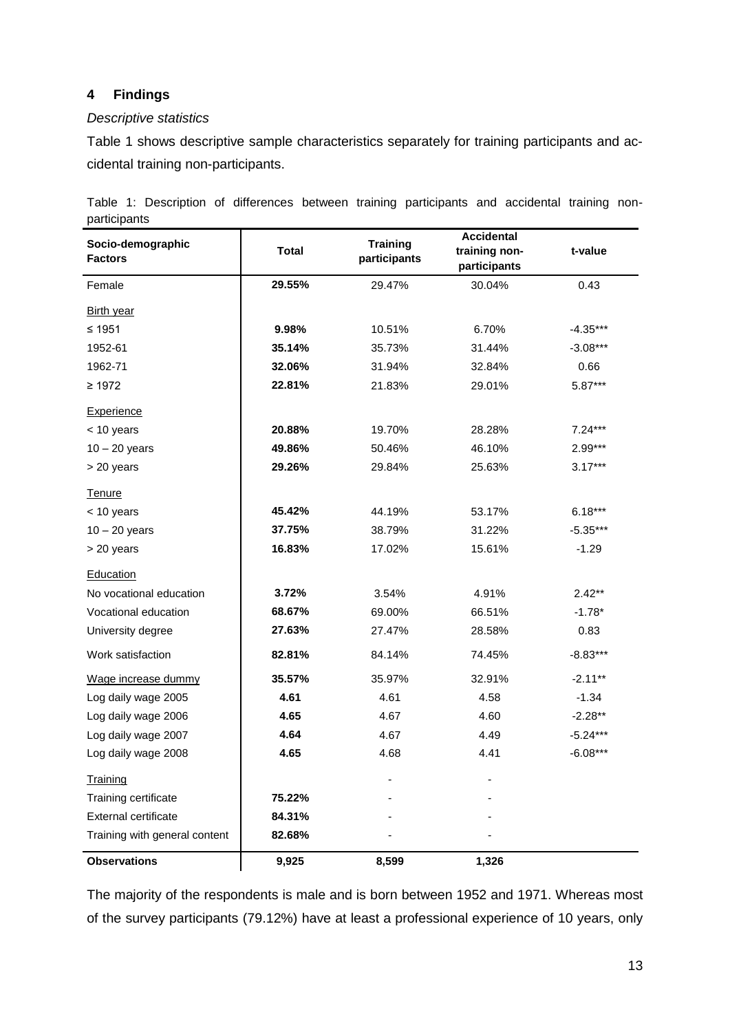## 4 Findings

*Descriptive statistics*

Table 1 shows descriptive sample characteristics separately for training participants and accidental training non-participants.

Table 1: Description of differences between training participants and accidental training non-participants

| Socio-demographic Factors | Total | Training participants | Accidental training non-participants | t-value |
|---|---|---|---|---|
| Female | **29.55%** | 29.47% | 30.04% | 0.43 |
| Birth year | | | | |
| ≤ 1951 | **9.98%** | 10.51% | 6.70% | -4.35*** |
| 1952-61 | **35.14%** | 35.73% | 31.44% | -3.08*** |
| 1962-71 | **32.06%** | 31.94% | 32.84% | 0.66 |
| ≥ 1972 | **22.81%** | 21.83% | 29.01% | 5.87*** |
| Experience | | | | |
| < 10 years | **20.88%** | 19.70% | 28.28% | 7.24*** |
| 10 – 20 years | **49.86%** | 50.46% | 46.10% | 2.99*** |
| > 20 years | **29.26%** | 29.84% | 25.63% | 3.17*** |
| Tenure | | | | |
| < 10 years | **45.42%** | 44.19% | 53.17% | 6.18*** |
| 10 – 20 years | **37.75%** | 38.79% | 31.22% | -5.35*** |
| > 20 years | **16.83%** | 17.02% | 15.61% | -1.29 |
| Education | | | | |
| No vocational education | **3.72%** | 3.54% | 4.91% | 2.42** |
| Vocational education | **68.67%** | 69.00% | 66.51% | -1.78* |
| University degree | **27.63%** | 27.47% | 28.58% | 0.83 |
| Work satisfaction | **82.81%** | 84.14% | 74.45% | -8.83*** |
| Wage increase dummy | **35.57%** | 35.97% | 32.91% | -2.11** |
| Log daily wage 2005 | **4.61** | 4.61 | 4.58 | -1.34 |
| Log daily wage 2006 | **4.65** | 4.67 | 4.60 | -2.28** |
| Log daily wage 2007 | **4.64** | 4.67 | 4.49 | -5.24*** |
| Log daily wage 2008 | **4.65** | 4.68 | 4.41 | -6.08*** |
| Training | | - | - | |
| Training certificate | **75.22%** | - | - | |
| External certificate | **84.31%** | - | - | |
| Training with general content | **82.68%** | - | - | |
| **Observations** | **9,925** | **8,599** | **1,326** | |

The majority of the respondents is male and is born between 1952 and 1971. Whereas most of the survey participants (79.12%) have at least a professional experience of 10 years, only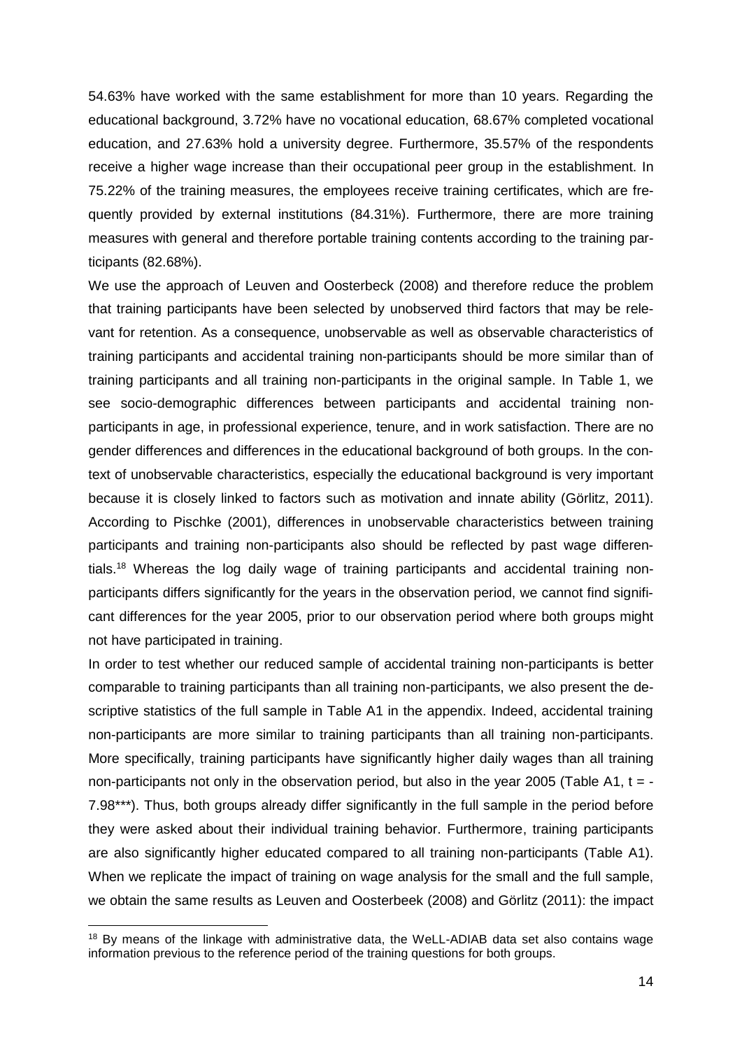54.63% have worked with the same establishment for more than 10 years. Regarding the educational background, 3.72% have no vocational education, 68.67% completed vocational education, and 27.63% hold a university degree. Furthermore, 35.57% of the respondents receive a higher wage increase than their occupational peer group in the establishment. In 75.22% of the training measures, the employees receive training certificates, which are frequently provided by external institutions (84.31%). Furthermore, there are more training measures with general and therefore portable training contents according to the training participants (82.68%).

We use the approach of Leuven and Oosterbeck (2008) and therefore reduce the problem that training participants have been selected by unobserved third factors that may be relevant for retention. As a consequence, unobservable as well as observable characteristics of training participants and accidental training non-participants should be more similar than of training participants and all training non-participants in the original sample. In Table 1, we see socio-demographic differences between participants and accidental training non-participants in age, in professional experience, tenure, and in work satisfaction. There are no gender differences and differences in the educational background of both groups. In the context of unobservable characteristics, especially the educational background is very important because it is closely linked to factors such as motivation and innate ability (Görlitz, 2011). According to Pischke (2001), differences in unobservable characteristics between training participants and training non-participants also should be reflected by past wage differentials.[18] Whereas the log daily wage of training participants and accidental training non-participants differs significantly for the years in the observation period, we cannot find significant differences for the year 2005, prior to our observation period where both groups might not have participated in training.

In order to test whether our reduced sample of accidental training non-participants is better comparable to training participants than all training non-participants, we also present the descriptive statistics of the full sample in Table A1 in the appendix. Indeed, accidental training non-participants are more similar to training participants than all training non-participants. More specifically, training participants have significantly higher daily wages than all training non-participants not only in the observation period, but also in the year 2005 (Table A1, t = -7.98***). Thus, both groups already differ significantly in the full sample in the period before they were asked about their individual training behavior. Furthermore, training participants are also significantly higher educated compared to all training non-participants (Table A1). When we replicate the impact of training on wage analysis for the small and the full sample, we obtain the same results as Leuven and Oosterbeek (2008) and Görlitz (2011): the impact

[18] By means of the linkage with administrative data, the WeLL-ADIAB data set also contains wage information previous to the reference period of the training questions for both groups.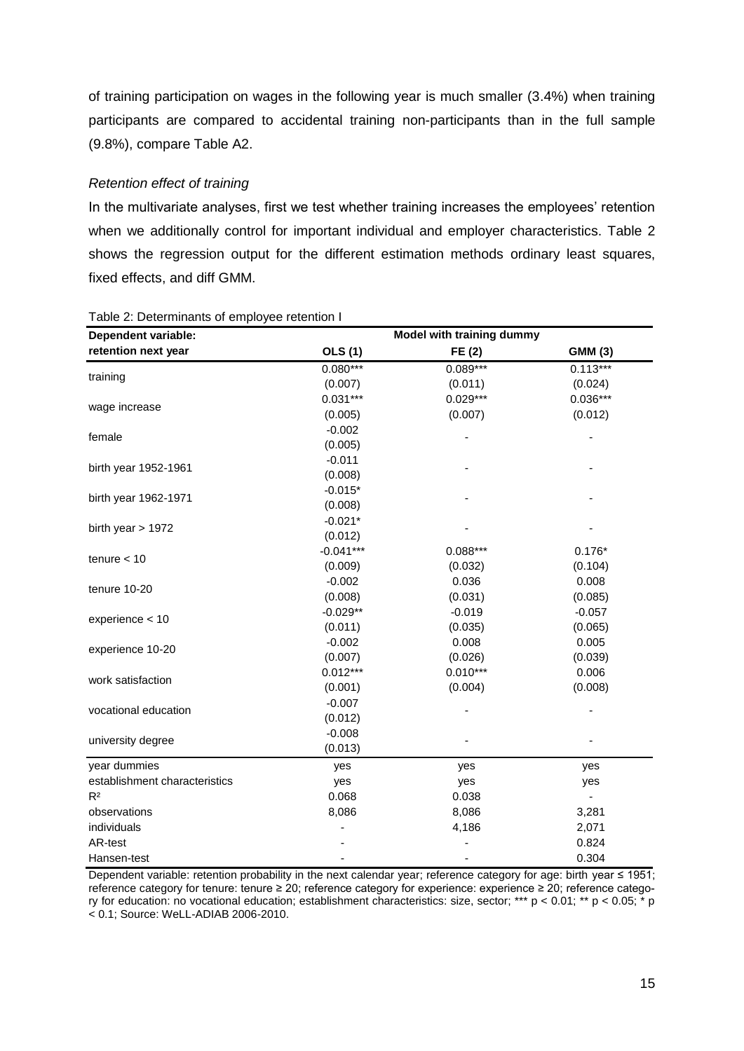of training participation on wages in the following year is much smaller (3.4%) when training participants are compared to accidental training non-participants than in the full sample (9.8%), compare Table A2.

*Retention effect of training*

In the multivariate analyses, first we test whether training increases the employees' retention when we additionally control for important individual and employer characteristics. Table 2 shows the regression output for the different estimation methods ordinary least squares, fixed effects, and diff GMM.

Table 2: Determinants of employee retention I

| Dependent variable: | Model with training dummy | | |
|---|---|---|---|
| **retention next year** | **OLS (1)** | **FE (2)** | **GMM (3)** |
| training | 0.080*** | 0.089*** | 0.113*** |
| | (0.007) | (0.011) | (0.024) |
| wage increase | 0.031*** | 0.029*** | 0.036*** |
| | (0.005) | (0.007) | (0.012) |
| female | -0.002 | - | - |
| | (0.005) | | |
| birth year 1952-1961 | -0.011 | - | - |
| | (0.008) | | |
| birth year 1962-1971 | -0.015* | - | - |
| | (0.008) | | |
| birth year > 1972 | -0.021* | - | - |
| | (0.012) | | |
| tenure < 10 | -0.041*** | 0.088*** | 0.176* |
| | (0.009) | (0.032) | (0.104) |
| tenure 10-20 | -0.002 | 0.036 | 0.008 |
| | (0.008) | (0.031) | (0.085) |
| experience < 10 | -0.029** | -0.019 | -0.057 |
| | (0.011) | (0.035) | (0.065) |
| experience 10-20 | -0.002 | 0.008 | 0.005 |
| | (0.007) | (0.026) | (0.039) |
| work satisfaction | 0.012*** | 0.010*** | 0.006 |
| | (0.001) | (0.004) | (0.008) |
| vocational education | -0.007 | - | - |
| | (0.012) | | |
| university degree | -0.008 | - | - |
| | (0.013) | | |
| year dummies | yes | yes | yes |
| establishment characteristics | yes | yes | yes |
| $R^2$ | 0.068 | 0.038 | - |
| observations | 8,086 | 8,086 | 3,281 |
| individuals | - | 4,186 | 2,071 |
| AR-test | - | - | 0.824 |
| Hansen-test | - | - | 0.304 |

Dependent variable: retention probability in the next calendar year; reference category for age: birth year ≤ 1951; reference category for tenure: tenure ≥ 20; reference category for experience: experience ≥ 20; reference category for education: no vocational education; establishment characteristics: size, sector; *** $p < 0.01$; ** $p < 0.05$; * $p < 0.1$; Source: WeLL-ADIAB 2006-2010.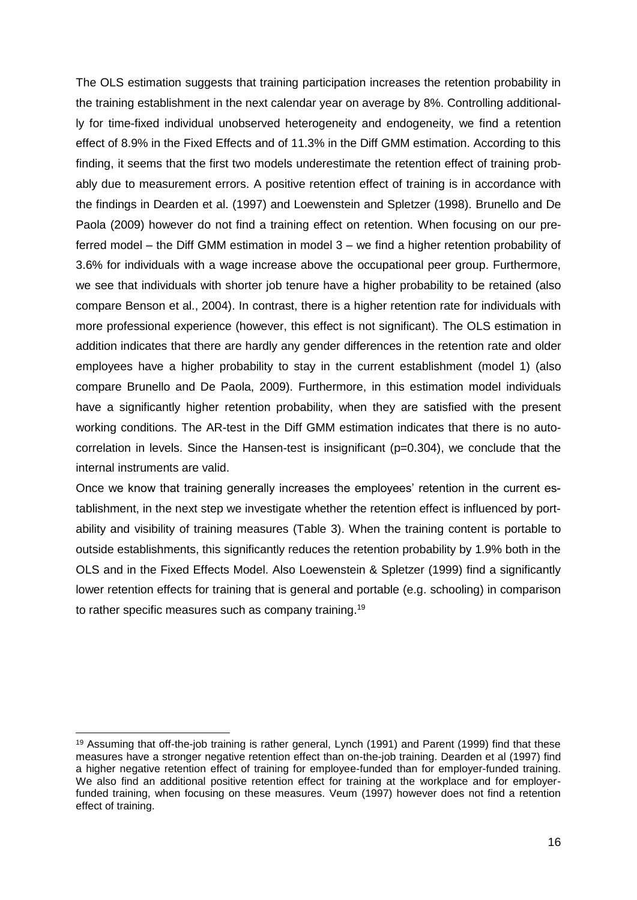The OLS estimation suggests that training participation increases the retention probability in the training establishment in the next calendar year on average by 8%. Controlling additionally for time-fixed individual unobserved heterogeneity and endogeneity, we find a retention effect of 8.9% in the Fixed Effects and of 11.3% in the Diff GMM estimation. According to this finding, it seems that the first two models underestimate the retention effect of training probably due to measurement errors. A positive retention effect of training is in accordance with the findings in Dearden et al. (1997) and Loewenstein and Spletzer (1998). Brunello and De Paola (2009) however do not find a training effect on retention. When focusing on our preferred model – the Diff GMM estimation in model 3 – we find a higher retention probability of 3.6% for individuals with a wage increase above the occupational peer group. Furthermore, we see that individuals with shorter job tenure have a higher probability to be retained (also compare Benson et al., 2004). In contrast, there is a higher retention rate for individuals with more professional experience (however, this effect is not significant). The OLS estimation in addition indicates that there are hardly any gender differences in the retention rate and older employees have a higher probability to stay in the current establishment (model 1) (also compare Brunello and De Paola, 2009). Furthermore, in this estimation model individuals have a significantly higher retention probability, when they are satisfied with the present working conditions. The AR-test in the Diff GMM estimation indicates that there is no autocorrelation in levels. Since the Hansen-test is insignificant (p=0.304), we conclude that the internal instruments are valid.

Once we know that training generally increases the employees' retention in the current establishment, in the next step we investigate whether the retention effect is influenced by portability and visibility of training measures (Table 3). When the training content is portable to outside establishments, this significantly reduces the retention probability by 1.9% both in the OLS and in the Fixed Effects Model. Also Loewenstein & Spletzer (1999) find a significantly lower retention effects for training that is general and portable (e.g. schooling) in comparison to rather specific measures such as company training.[19]

[19] Assuming that off-the-job training is rather general, Lynch (1991) and Parent (1999) find that these measures have a stronger negative retention effect than on-the-job training. Dearden et al (1997) find a higher negative retention effect of training for employee-funded than for employer-funded training. We also find an additional positive retention effect for training at the workplace and for employer-funded training, when focusing on these measures. Veum (1997) however does not find a retention effect of training.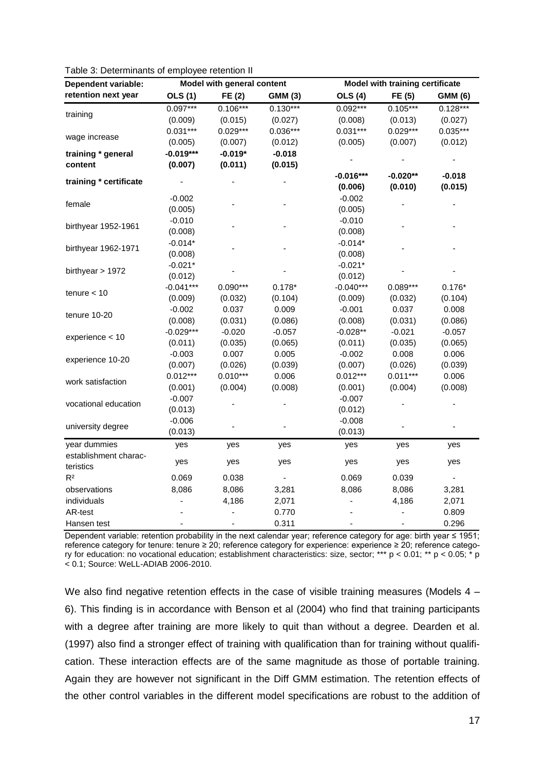Table 3: Determinants of employee retention II

| Dependent variable: retention next year | Model with general content | | | Model with training certificate | | |
|---|---|---|---|---|---|---|
| | OLS (1) | FE (2) | GMM (3) | OLS (4) | FE (5) | GMM (6) |
| training | 0.097*** | 0.106*** | 0.130*** | 0.092*** | 0.105*** | 0.128*** |
| | (0.009) | (0.015) | (0.027) | (0.008) | (0.013) | (0.027) |
| wage increase | 0.031*** | 0.029*** | 0.036*** | 0.031*** | 0.029*** | 0.035*** |
| | (0.005) | (0.007) | (0.012) | (0.005) | (0.007) | (0.012) |
| **training * general content** | **-0.019***** | **-0.019*** | **-0.018** | - | - | - |
| | **(0.007)** | **(0.011)** | **(0.015)** | | | |
| **training * certificate** | - | - | - | **-0.016***** | **-0.020**** | **-0.018** |
| | | | | **(0.006)** | **(0.010)** | **(0.015)** |
| female | -0.002 | - | - | -0.002 | - | - |
| | (0.005) | | | (0.005) | | |
| birthyear 1952-1961 | -0.010 | - | - | -0.010 | - | - |
| | (0.008) | | | (0.008) | | |
| birthyear 1962-1971 | -0.014* | - | - | -0.014* | - | - |
| | (0.008) | | | (0.008) | | |
| birthyear > 1972 | -0.021* | - | - | -0.021* | - | - |
| | (0.012) | | | (0.012) | | |
| tenure < 10 | -0.041*** | 0.090*** | 0.178* | -0.040*** | 0.089*** | 0.176* |
| | (0.009) | (0.032) | (0.104) | (0.009) | (0.032) | (0.104) |
| tenure 10-20 | -0.002 | 0.037 | 0.009 | -0.001 | 0.037 | 0.008 |
| | (0.008) | (0.031) | (0.086) | (0.008) | (0.031) | (0.086) |
| experience < 10 | -0.029*** | -0.020 | -0.057 | -0.028** | -0.021 | -0.057 |
| | (0.011) | (0.035) | (0.065) | (0.011) | (0.035) | (0.065) |
| experience 10-20 | -0.003 | 0.007 | 0.005 | -0.002 | 0.008 | 0.006 |
| | (0.007) | (0.026) | (0.039) | (0.007) | (0.026) | (0.039) |
| work satisfaction | 0.012*** | 0.010*** | 0.006 | 0.012*** | 0.011*** | 0.006 |
| | (0.001) | (0.004) | (0.008) | (0.001) | (0.004) | (0.008) |
| vocational education | -0.007 | - | - | -0.007 | - | - |
| | (0.013) | | | (0.012) | | |
| university degree | -0.006 | - | - | -0.008 | - | - |
| | (0.013) | | | (0.013) | | |
| year dummies | yes | yes | yes | yes | yes | yes |
| establishment characteristics | yes | yes | yes | yes | yes | yes |
| $R^2$ | 0.069 | 0.038 | - | 0.069 | 0.039 | - |
| observations | 8,086 | 8,086 | 3,281 | 8,086 | 8,086 | 3,281 |
| individuals | - | 4,186 | 2,071 | - | 4,186 | 2,071 |
| AR-test | - | - | 0.770 | - | - | 0.809 |
| Hansen test | - | - | 0.311 | - | - | 0.296 |

Dependent variable: retention probability in the next calendar year; reference category for age: birth year ≤ 1951; reference category for tenure: tenure ≥ 20; reference category for experience: experience ≥ 20; reference category for education: no vocational education; establishment characteristics: size, sector; *** $p < 0.01$; ** $p < 0.05$; * $p < 0.1$; Source: WeLL-ADIAB 2006-2010.

We also find negative retention effects in the case of visible training measures (Models 4 – 6). This finding is in accordance with Benson et al (2004) who find that training participants with a degree after training are more likely to quit than without a degree. Dearden et al. (1997) also find a stronger effect of training with qualification than for training without qualification. These interaction effects are of the same magnitude as those of portable training. Again they are however not significant in the Diff GMM estimation. The retention effects of the other control variables in the different model specifications are robust to the addition of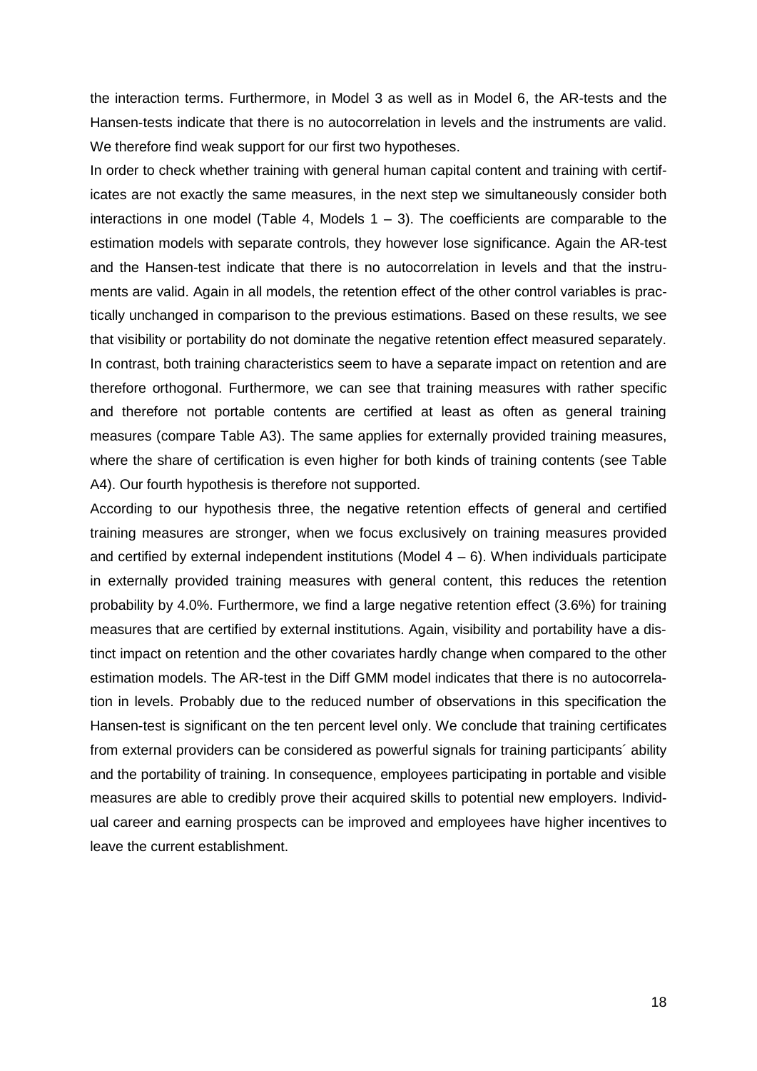the interaction terms. Furthermore, in Model 3 as well as in Model 6, the AR-tests and the Hansen-tests indicate that there is no autocorrelation in levels and the instruments are valid. We therefore find weak support for our first two hypotheses.

In order to check whether training with general human capital content and training with certificates are not exactly the same measures, in the next step we simultaneously consider both interactions in one model (Table 4, Models 1 – 3). The coefficients are comparable to the estimation models with separate controls, they however lose significance. Again the AR-test and the Hansen-test indicate that there is no autocorrelation in levels and that the instruments are valid. Again in all models, the retention effect of the other control variables is practically unchanged in comparison to the previous estimations. Based on these results, we see that visibility or portability do not dominate the negative retention effect measured separately. In contrast, both training characteristics seem to have a separate impact on retention and are therefore orthogonal. Furthermore, we can see that training measures with rather specific and therefore not portable contents are certified at least as often as general training measures (compare Table A3). The same applies for externally provided training measures, where the share of certification is even higher for both kinds of training contents (see Table A4). Our fourth hypothesis is therefore not supported.

According to our hypothesis three, the negative retention effects of general and certified training measures are stronger, when we focus exclusively on training measures provided and certified by external independent institutions (Model 4 – 6). When individuals participate in externally provided training measures with general content, this reduces the retention probability by 4.0%. Furthermore, we find a large negative retention effect (3.6%) for training measures that are certified by external institutions. Again, visibility and portability have a distinct impact on retention and the other covariates hardly change when compared to the other estimation models. The AR-test in the Diff GMM model indicates that there is no autocorrelation in levels. Probably due to the reduced number of observations in this specification the Hansen-test is significant on the ten percent level only. We conclude that training certificates from external providers can be considered as powerful signals for training participants´ ability and the portability of training. In consequence, employees participating in portable and visible measures are able to credibly prove their acquired skills to potential new employers. Individual career and earning prospects can be improved and employees have higher incentives to leave the current establishment.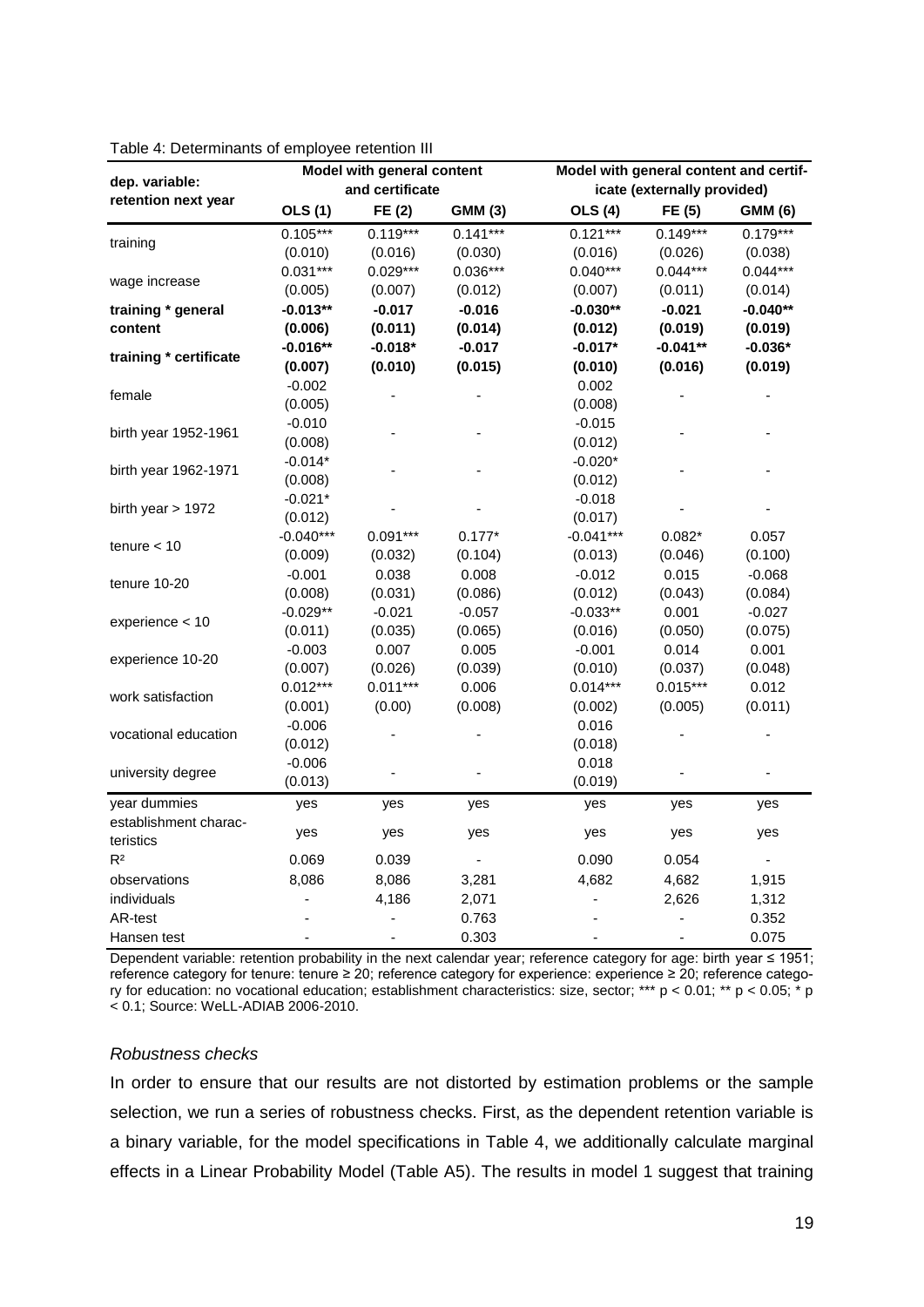Table 4: Determinants of employee retention III

| dep. variable: retention next year | Model with general content and certificate | | | Model with general content and certificate (externally provided) | | |
|---|---|---|---|---|---|---|
| | **OLS (1)** | **FE (2)** | **GMM (3)** | **OLS (4)** | **FE (5)** | **GMM (6)** |
| training | 0.105*** | 0.119*** | 0.141*** | 0.121*** | 0.149*** | 0.179*** |
| | (0.010) | (0.016) | (0.030) | (0.016) | (0.026) | (0.038) |
| wage increase | 0.031*** | 0.029*** | 0.036*** | 0.040*** | 0.044*** | 0.044*** |
| | (0.005) | (0.007) | (0.012) | (0.007) | (0.011) | (0.014) |
| **training * general content** | **-0.013**** | **-0.017** | **-0.016** | **-0.030**** | **-0.021** | **-0.040**** |
| | **(0.006)** | **(0.011)** | **(0.014)** | **(0.012)** | **(0.019)** | **(0.019)** |
| **training * certificate** | **-0.016**** | **-0.018*** | **-0.017** | **-0.017*** | **-0.041**** | **-0.036*** |
| | **(0.007)** | **(0.010)** | **(0.015)** | **(0.010)** | **(0.016)** | **(0.019)** |
| female | -0.002 | - | - | 0.002 | - | - |
| | (0.005) | | | (0.008) | | |
| birth year 1952-1961 | -0.010 | - | - | -0.015 | - | - |
| | (0.008) | | | (0.012) | | |
| birth year 1962-1971 | -0.014* | - | - | -0.020* | - | - |
| | (0.008) | | | (0.012) | | |
| birth year > 1972 | -0.021* | - | - | -0.018 | - | - |
| | (0.012) | | | (0.017) | | |
| tenure < 10 | -0.040*** | 0.091*** | 0.177* | -0.041*** | 0.082* | 0.057 |
| | (0.009) | (0.032) | (0.104) | (0.013) | (0.046) | (0.100) |
| tenure 10-20 | -0.001 | 0.038 | 0.008 | -0.012 | 0.015 | -0.068 |
| | (0.008) | (0.031) | (0.086) | (0.012) | (0.043) | (0.084) |
| experience < 10 | -0.029** | -0.021 | -0.057 | -0.033** | 0.001 | -0.027 |
| | (0.011) | (0.035) | (0.065) | (0.016) | (0.050) | (0.075) |
| experience 10-20 | -0.003 | 0.007 | 0.005 | -0.001 | 0.014 | 0.001 |
| | (0.007) | (0.026) | (0.039) | (0.010) | (0.037) | (0.048) |
| work satisfaction | 0.012*** | 0.011*** | 0.006 | 0.014*** | 0.015*** | 0.012 |
| | (0.001) | (0.00) | (0.008) | (0.002) | (0.005) | (0.011) |
| vocational education | -0.006 | - | - | 0.016 | - | - |
| | (0.012) | | | (0.018) | | |
| university degree | -0.006 | - | - | 0.018 | - | - |
| | (0.013) | | | (0.019) | | |
| year dummies | yes | yes | yes | yes | yes | yes |
| establishment characteristics | yes | yes | yes | yes | yes | yes |
| $R^2$ | 0.069 | 0.039 | - | 0.090 | 0.054 | - |
| observations | 8,086 | 8,086 | 3,281 | 4,682 | 4,682 | 1,915 |
| individuals | - | 4,186 | 2,071 | - | 2,626 | 1,312 |
| AR-test | - | - | 0.763 | - | - | 0.352 |
| Hansen test | - | - | 0.303 | - | - | 0.075 |

Dependent variable: retention probability in the next calendar year; reference category for age: birth year ≤ 1951; reference category for tenure: tenure ≥ 20; reference category for experience: experience ≥ 20; reference category for education: no vocational education; establishment characteristics: size, sector; *** $p < 0.01$; ** $p < 0.05$; * $p < 0.1$; Source: WeLL-ADIAB 2006-2010.

*Robustness checks*

In order to ensure that our results are not distorted by estimation problems or the sample selection, we run a series of robustness checks. First, as the dependent retention variable is a binary variable, for the model specifications in Table 4, we additionally calculate marginal effects in a Linear Probability Model (Table A5). The results in model 1 suggest that training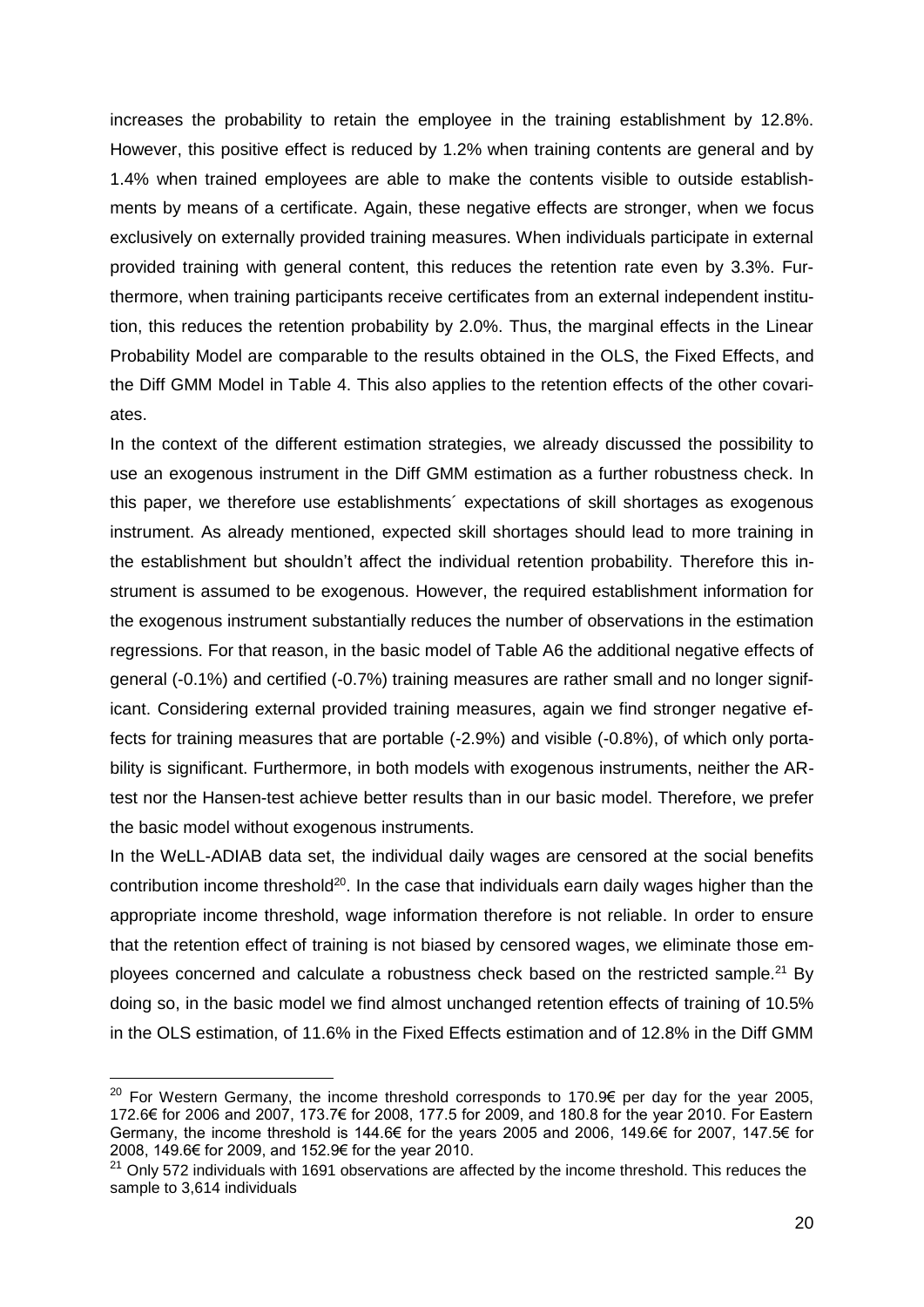increases the probability to retain the employee in the training establishment by 12.8%. However, this positive effect is reduced by 1.2% when training contents are general and by 1.4% when trained employees are able to make the contents visible to outside establishments by means of a certificate. Again, these negative effects are stronger, when we focus exclusively on externally provided training measures. When individuals participate in external provided training with general content, this reduces the retention rate even by 3.3%. Furthermore, when training participants receive certificates from an external independent institution, this reduces the retention probability by 2.0%. Thus, the marginal effects in the Linear Probability Model are comparable to the results obtained in the OLS, the Fixed Effects, and the Diff GMM Model in Table 4. This also applies to the retention effects of the other covariates.

In the context of the different estimation strategies, we already discussed the possibility to use an exogenous instrument in the Diff GMM estimation as a further robustness check. In this paper, we therefore use establishments´ expectations of skill shortages as exogenous instrument. As already mentioned, expected skill shortages should lead to more training in the establishment but shouldn't affect the individual retention probability. Therefore this instrument is assumed to be exogenous. However, the required establishment information for the exogenous instrument substantially reduces the number of observations in the estimation regressions. For that reason, in the basic model of Table A6 the additional negative effects of general (-0.1%) and certified (-0.7%) training measures are rather small and no longer significant. Considering external provided training measures, again we find stronger negative effects for training measures that are portable (-2.9%) and visible (-0.8%), of which only portability is significant. Furthermore, in both models with exogenous instruments, neither the AR-test nor the Hansen-test achieve better results than in our basic model. Therefore, we prefer the basic model without exogenous instruments.

In the WeLL-ADIAB data set, the individual daily wages are censored at the social benefits contribution income threshold[20]. In the case that individuals earn daily wages higher than the appropriate income threshold, wage information therefore is not reliable. In order to ensure that the retention effect of training is not biased by censored wages, we eliminate those employees concerned and calculate a robustness check based on the restricted sample.[21] By doing so, in the basic model we find almost unchanged retention effects of training of 10.5% in the OLS estimation, of 11.6% in the Fixed Effects estimation and of 12.8% in the Diff GMM

---

[20] For Western Germany, the income threshold corresponds to 170.9€ per day for the year 2005, 172.6€ for 2006 and 2007, 173.7€ for 2008, 177.5 for 2009, and 180.8 for the year 2010. For Eastern Germany, the income threshold is 144.6€ for the years 2005 and 2006, 149.6€ for 2007, 147.5€ for 2008, 149.6€ for 2009, and 152.9€ for the year 2010.

[21] Only 572 individuals with 1691 observations are affected by the income threshold. This reduces the sample to 3,614 individuals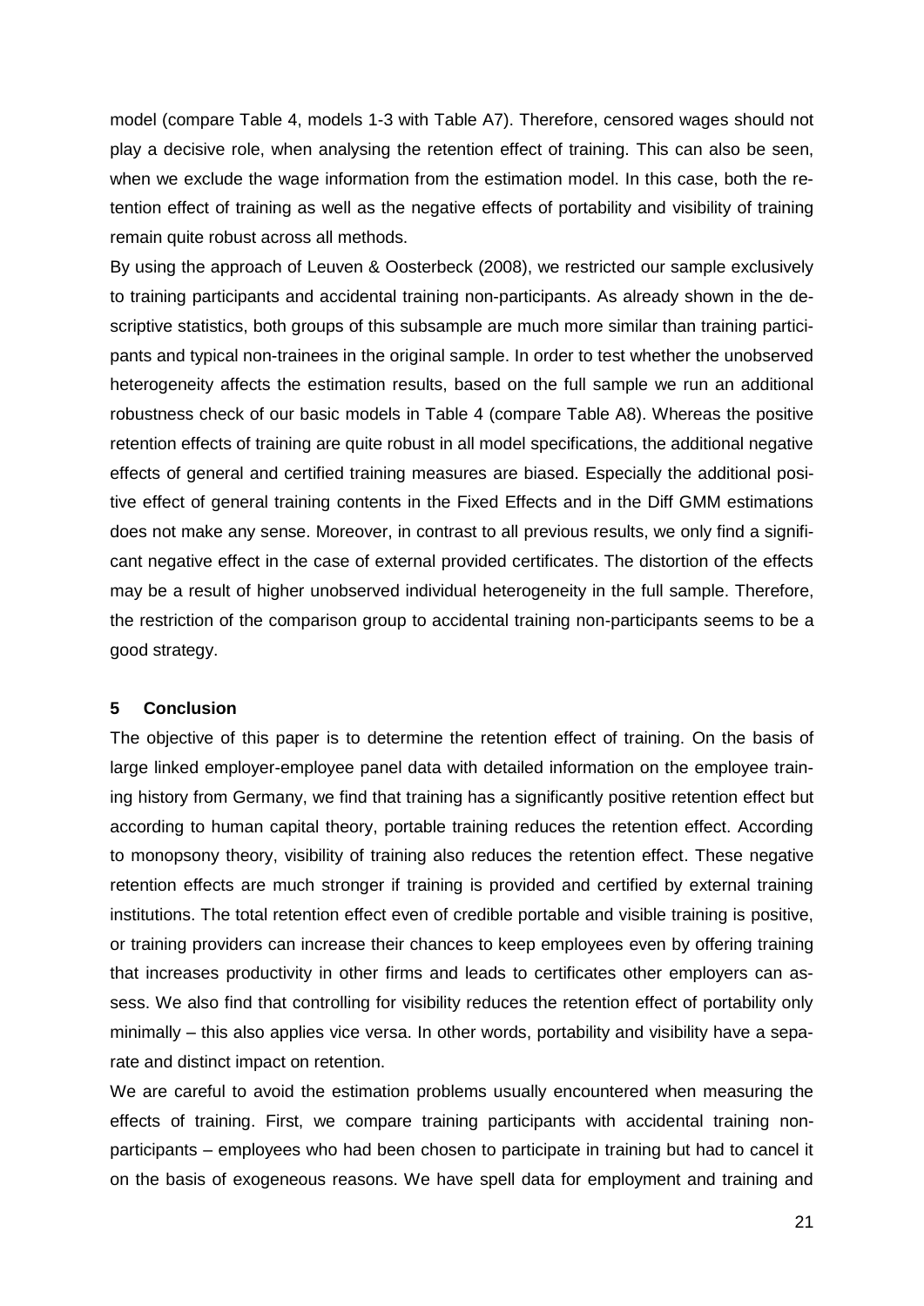model (compare Table 4, models 1-3 with Table A7). Therefore, censored wages should not play a decisive role, when analysing the retention effect of training. This can also be seen, when we exclude the wage information from the estimation model. In this case, both the retention effect of training as well as the negative effects of portability and visibility of training remain quite robust across all methods.

By using the approach of Leuven & Oosterbeck (2008), we restricted our sample exclusively to training participants and accidental training non-participants. As already shown in the descriptive statistics, both groups of this subsample are much more similar than training participants and typical non-trainees in the original sample. In order to test whether the unobserved heterogeneity affects the estimation results, based on the full sample we run an additional robustness check of our basic models in Table 4 (compare Table A8). Whereas the positive retention effects of training are quite robust in all model specifications, the additional negative effects of general and certified training measures are biased. Especially the additional positive effect of general training contents in the Fixed Effects and in the Diff GMM estimations does not make any sense. Moreover, in contrast to all previous results, we only find a significant negative effect in the case of external provided certificates. The distortion of the effects may be a result of higher unobserved individual heterogeneity in the full sample. Therefore, the restriction of the comparison group to accidental training non-participants seems to be a good strategy.

## 5 Conclusion

The objective of this paper is to determine the retention effect of training. On the basis of large linked employer-employee panel data with detailed information on the employee training history from Germany, we find that training has a significantly positive retention effect but according to human capital theory, portable training reduces the retention effect. According to monopsony theory, visibility of training also reduces the retention effect. These negative retention effects are much stronger if training is provided and certified by external training institutions. The total retention effect even of credible portable and visible training is positive, or training providers can increase their chances to keep employees even by offering training that increases productivity in other firms and leads to certificates other employers can assess. We also find that controlling for visibility reduces the retention effect of portability only minimally – this also applies vice versa. In other words, portability and visibility have a separate and distinct impact on retention.

We are careful to avoid the estimation problems usually encountered when measuring the effects of training. First, we compare training participants with accidental training non-participants – employees who had been chosen to participate in training but had to cancel it on the basis of exogeneous reasons. We have spell data for employment and training and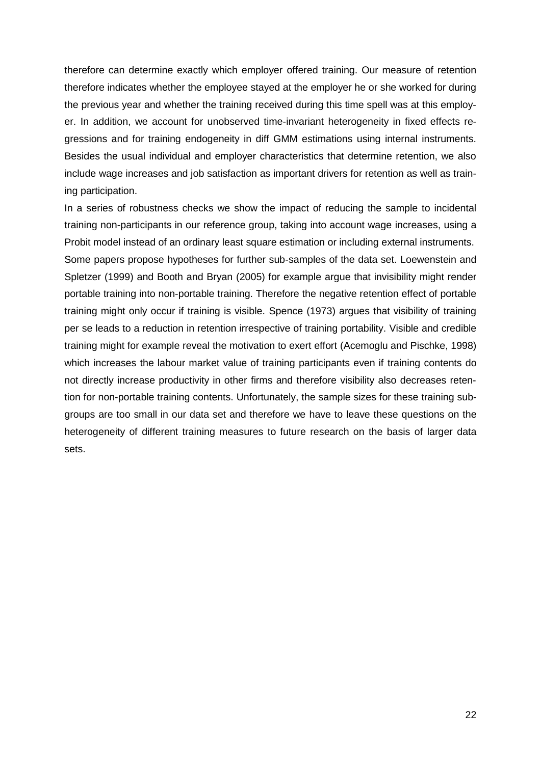therefore can determine exactly which employer offered training. Our measure of retention therefore indicates whether the employee stayed at the employer he or she worked for during the previous year and whether the training received during this time spell was at this employer. In addition, we account for unobserved time-invariant heterogeneity in fixed effects regressions and for training endogeneity in diff GMM estimations using internal instruments. Besides the usual individual and employer characteristics that determine retention, we also include wage increases and job satisfaction as important drivers for retention as well as training participation.

In a series of robustness checks we show the impact of reducing the sample to incidental training non-participants in our reference group, taking into account wage increases, using a Probit model instead of an ordinary least square estimation or including external instruments.

Some papers propose hypotheses for further sub-samples of the data set. Loewenstein and Spletzer (1999) and Booth and Bryan (2005) for example argue that invisibility might render portable training into non-portable training. Therefore the negative retention effect of portable training might only occur if training is visible. Spence (1973) argues that visibility of training per se leads to a reduction in retention irrespective of training portability. Visible and credible training might for example reveal the motivation to exert effort (Acemoglu and Pischke, 1998) which increases the labour market value of training participants even if training contents do not directly increase productivity in other firms and therefore visibility also decreases retention for non-portable training contents. Unfortunately, the sample sizes for these training subgroups are too small in our data set and therefore we have to leave these questions on the heterogeneity of different training measures to future research on the basis of larger data sets.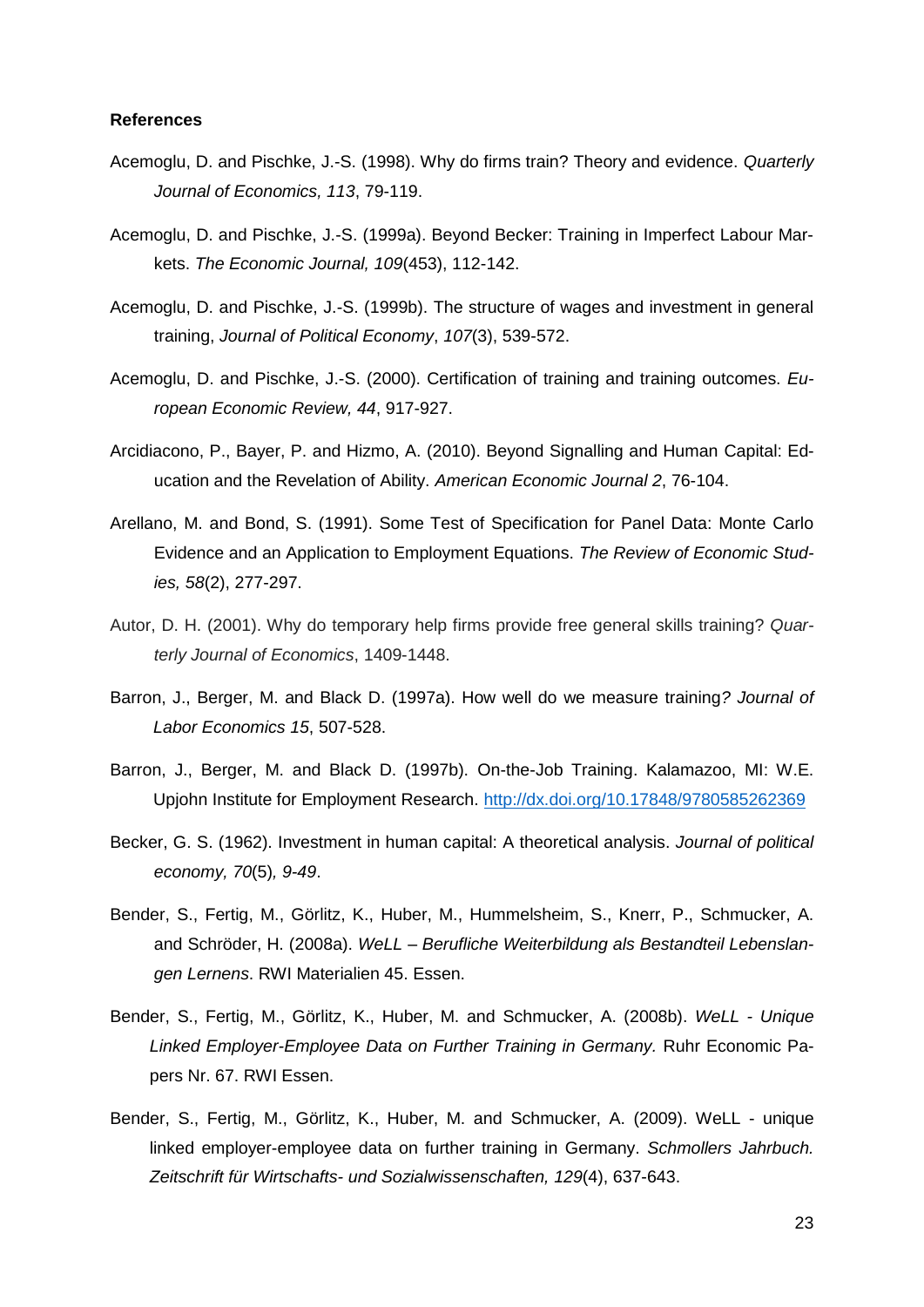**References**

Acemoglu, D. and Pischke, J.-S. (1998). Why do firms train? Theory and evidence. *Quarterly Journal of Economics, 113*, 79-119.

Acemoglu, D. and Pischke, J.-S. (1999a). Beyond Becker: Training in Imperfect Labour Markets. *The Economic Journal, 109*(453), 112-142.

Acemoglu, D. and Pischke, J.-S. (1999b). The structure of wages and investment in general training, *Journal of Political Economy*, *107*(3), 539-572.

Acemoglu, D. and Pischke, J.-S. (2000). Certification of training and training outcomes. *European Economic Review, 44*, 917-927.

Arcidiacono, P., Bayer, P. and Hizmo, A. (2010). Beyond Signalling and Human Capital: Education and the Revelation of Ability. *American Economic Journal 2*, 76-104.

Arellano, M. and Bond, S. (1991). Some Test of Specification for Panel Data: Monte Carlo Evidence and an Application to Employment Equations. *The Review of Economic Studies, 58*(2), 277-297.

Autor, D. H. (2001). Why do temporary help firms provide free general skills training? *Quarterly Journal of Economics*, 1409-1448.

Barron, J., Berger, M. and Black D. (1997a). How well do we measure training*? Journal of Labor Economics 15*, 507-528.

Barron, J., Berger, M. and Black D. (1997b). On-the-Job Training. Kalamazoo, MI: W.E. Upjohn Institute for Employment Research. http://dx.doi.org/10.17848/9780585262369

Becker, G. S. (1962). Investment in human capital: A theoretical analysis. *Journal of political economy, 70*(5)*, 9-49*.

Bender, S., Fertig, M., Görlitz, K., Huber, M., Hummelsheim, S., Knerr, P., Schmucker, A. and Schröder, H. (2008a). *WeLL – Berufliche Weiterbildung als Bestandteil Lebenslangen Lernens*. RWI Materialien 45. Essen.

Bender, S., Fertig, M., Görlitz, K., Huber, M. and Schmucker, A. (2008b). *WeLL - Unique Linked Employer-Employee Data on Further Training in Germany.* Ruhr Economic Papers Nr. 67. RWI Essen.

Bender, S., Fertig, M., Görlitz, K., Huber, M. and Schmucker, A. (2009). WeLL - unique linked employer-employee data on further training in Germany. *Schmollers Jahrbuch. Zeitschrift für Wirtschafts- und Sozialwissenschaften, 129*(4), 637-643.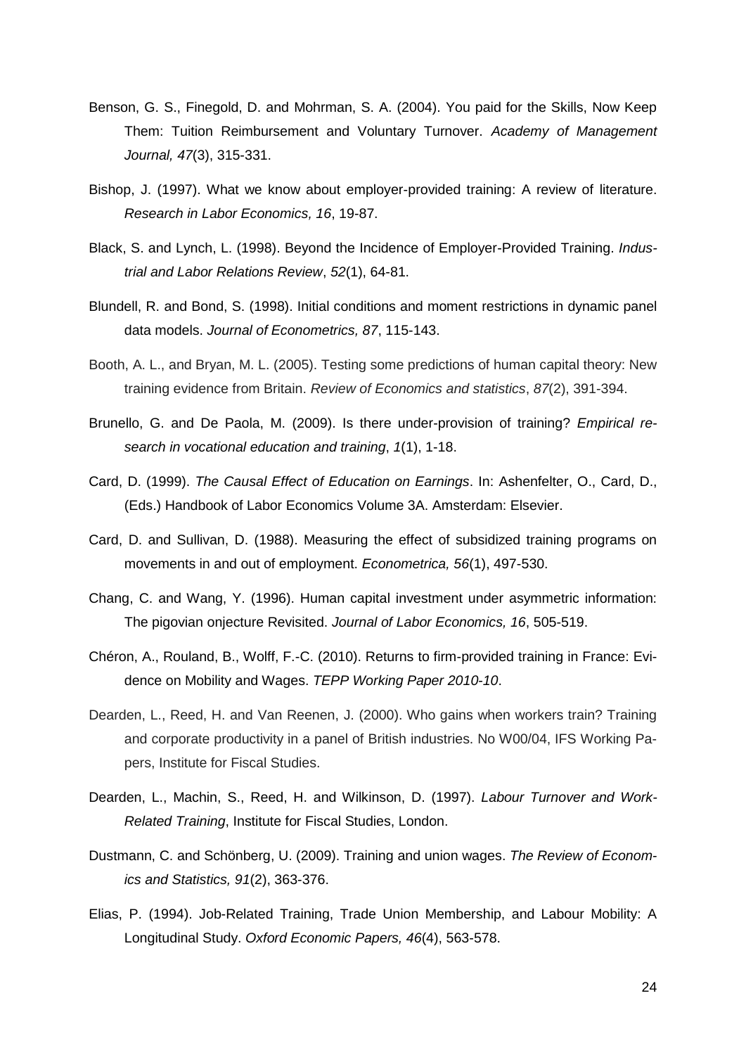Benson, G. S., Finegold, D. and Mohrman, S. A. (2004). You paid for the Skills, Now Keep Them: Tuition Reimbursement and Voluntary Turnover. *Academy of Management Journal, 47*(3), 315-331.

Bishop, J. (1997). What we know about employer-provided training: A review of literature. *Research in Labor Economics, 16*, 19-87.

Black, S. and Lynch, L. (1998). Beyond the Incidence of Employer-Provided Training. *Industrial and Labor Relations Review*, *52*(1), 64-81.

Blundell, R. and Bond, S. (1998). Initial conditions and moment restrictions in dynamic panel data models. *Journal of Econometrics, 87*, 115-143.

Booth, A. L., and Bryan, M. L. (2005). Testing some predictions of human capital theory: New training evidence from Britain. *Review of Economics and statistics*, *87*(2), 391-394.

Brunello, G. and De Paola, M. (2009). Is there under-provision of training? *Empirical research in vocational education and training*, *1*(1), 1-18.

Card, D. (1999). *The Causal Effect of Education on Earnings*. In: Ashenfelter, O., Card, D., (Eds.) Handbook of Labor Economics Volume 3A. Amsterdam: Elsevier.

Card, D. and Sullivan, D. (1988). Measuring the effect of subsidized training programs on movements in and out of employment. *Econometrica, 56*(1), 497-530.

Chang, C. and Wang, Y. (1996). Human capital investment under asymmetric information: The pigovian onjecture Revisited. *Journal of Labor Economics, 16*, 505-519.

Chéron, A., Rouland, B., Wolff, F.-C. (2010). Returns to firm-provided training in France: Evidence on Mobility and Wages. *TEPP Working Paper 2010-10*.

Dearden, L., Reed, H. and Van Reenen, J. (2000). Who gains when workers train? Training and corporate productivity in a panel of British industries. No W00/04, IFS Working Papers, Institute for Fiscal Studies.

Dearden, L., Machin, S., Reed, H. and Wilkinson, D. (1997). *Labour Turnover and Work-Related Training*, Institute for Fiscal Studies, London.

Dustmann, C. and Schönberg, U. (2009). Training and union wages. *The Review of Economics and Statistics, 91*(2), 363-376.

Elias, P. (1994). Job-Related Training, Trade Union Membership, and Labour Mobility: A Longitudinal Study. *Oxford Economic Papers, 46*(4), 563-578.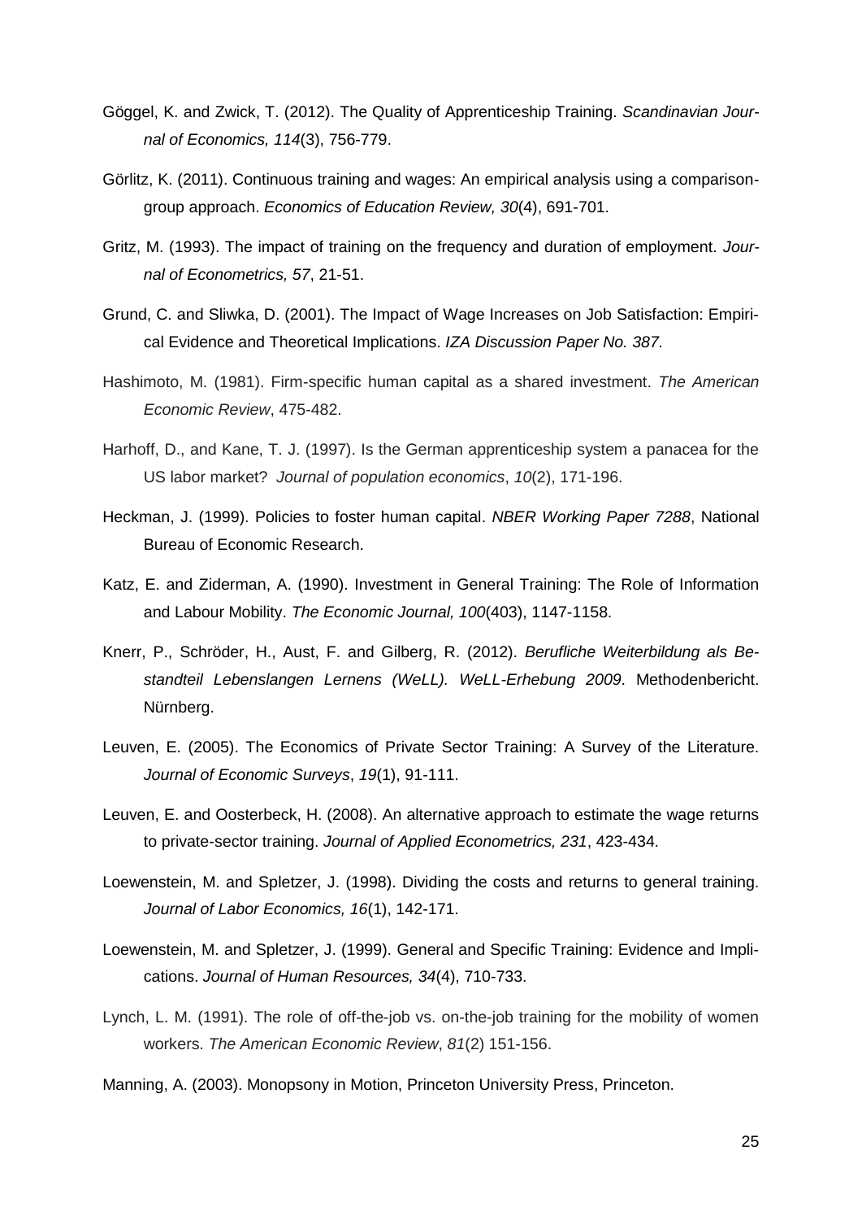Göggel, K. and Zwick, T. (2012). The Quality of Apprenticeship Training. *Scandinavian Journal of Economics, 114*(3), 756-779.

Görlitz, K. (2011). Continuous training and wages: An empirical analysis using a comparison-group approach. *Economics of Education Review, 30*(4), 691-701.

Gritz, M. (1993). The impact of training on the frequency and duration of employment. *Journal of Econometrics, 57*, 21-51.

Grund, C. and Sliwka, D. (2001). The Impact of Wage Increases on Job Satisfaction: Empirical Evidence and Theoretical Implications. *IZA Discussion Paper No. 387.*

Hashimoto, M. (1981). Firm-specific human capital as a shared investment. *The American Economic Review*, 475-482.

Harhoff, D., and Kane, T. J. (1997). Is the German apprenticeship system a panacea for the US labor market? *Journal of population economics*, *10*(2), 171-196.

Heckman, J. (1999). Policies to foster human capital. *NBER Working Paper 7288*, National Bureau of Economic Research.

Katz, E. and Ziderman, A. (1990). Investment in General Training: The Role of Information and Labour Mobility. *The Economic Journal, 100*(403), 1147-1158.

Knerr, P., Schröder, H., Aust, F. and Gilberg, R. (2012). *Berufliche Weiterbildung als Bestandteil Lebenslangen Lernens (WeLL). WeLL-Erhebung 2009*. Methodenbericht. Nürnberg.

Leuven, E. (2005). The Economics of Private Sector Training: A Survey of the Literature. *Journal of Economic Surveys*, *19*(1), 91-111.

Leuven, E. and Oosterbeck, H. (2008). An alternative approach to estimate the wage returns to private-sector training. *Journal of Applied Econometrics, 231*, 423-434.

Loewenstein, M. and Spletzer, J. (1998). Dividing the costs and returns to general training. *Journal of Labor Economics, 16*(1), 142-171.

Loewenstein, M. and Spletzer, J. (1999). General and Specific Training: Evidence and Implications. *Journal of Human Resources, 34*(4), 710-733.

Lynch, L. M. (1991). The role of off-the-job vs. on-the-job training for the mobility of women workers. *The American Economic Review*, *81*(2) 151-156.

Manning, A. (2003). Monopsony in Motion, Princeton University Press, Princeton.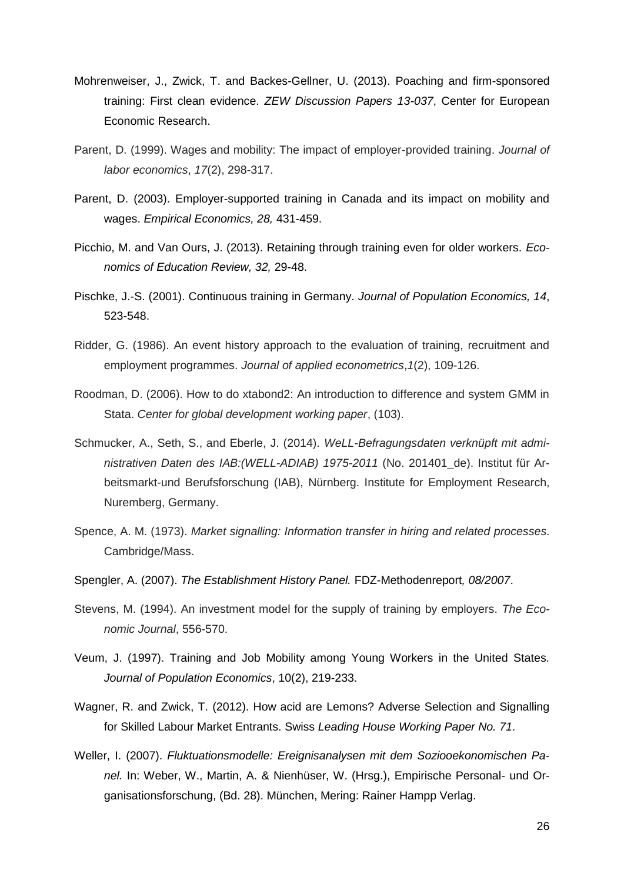Mohrenweiser, J., Zwick, T. and Backes-Gellner, U. (2013). Poaching and firm-sponsored training: First clean evidence. *ZEW Discussion Papers 13-037*, Center for European Economic Research.

Parent, D. (1999). Wages and mobility: The impact of employer-provided training. *Journal of labor economics*, *17*(2), 298-317.

Parent, D. (2003). Employer-supported training in Canada and its impact on mobility and wages. *Empirical Economics, 28,* 431-459.

Picchio, M. and Van Ours, J. (2013). Retaining through training even for older workers. *Economics of Education Review, 32,* 29-48.

Pischke, J.-S. (2001). Continuous training in Germany. *Journal of Population Economics, 14*, 523-548.

Ridder, G. (1986). An event history approach to the evaluation of training, recruitment and employment programmes. *Journal of applied econometrics*,*1*(2), 109-126.

Roodman, D. (2006). How to do xtabond2: An introduction to difference and system GMM in Stata. *Center for global development working paper*, (103).

Schmucker, A., Seth, S., and Eberle, J. (2014). *WeLL-Befragungsdaten verknüpft mit administrativen Daten des IAB:(WELL-ADIAB) 1975-2011* (No. 201401_de). Institut für Arbeitsmarkt-und Berufsforschung (IAB), Nürnberg. Institute for Employment Research, Nuremberg, Germany.

Spence, A. M. (1973). *Market signalling: Information transfer in hiring and related processes*. Cambridge/Mass.

Spengler, A. (2007). *The Establishment History Panel.* FDZ-Methodenreport*, 08/2007*.

Stevens, M. (1994). An investment model for the supply of training by employers. *The Economic Journal*, 556-570.

Veum, J. (1997). Training and Job Mobility among Young Workers in the United States. *Journal of Population Economics*, 10(2), 219-233.

Wagner, R. and Zwick, T. (2012). How acid are Lemons? Adverse Selection and Signalling for Skilled Labour Market Entrants. Swiss *Leading House Working Paper No. 71*.

Weller, I. (2007). *Fluktuationsmodelle: Ereignisanalysen mit dem Soziooekonomischen Panel.* In: Weber, W., Martin, A. & Nienhüser, W. (Hrsg.), Empirische Personal- und Organisationsforschung, (Bd. 28). München, Mering: Rainer Hampp Verlag.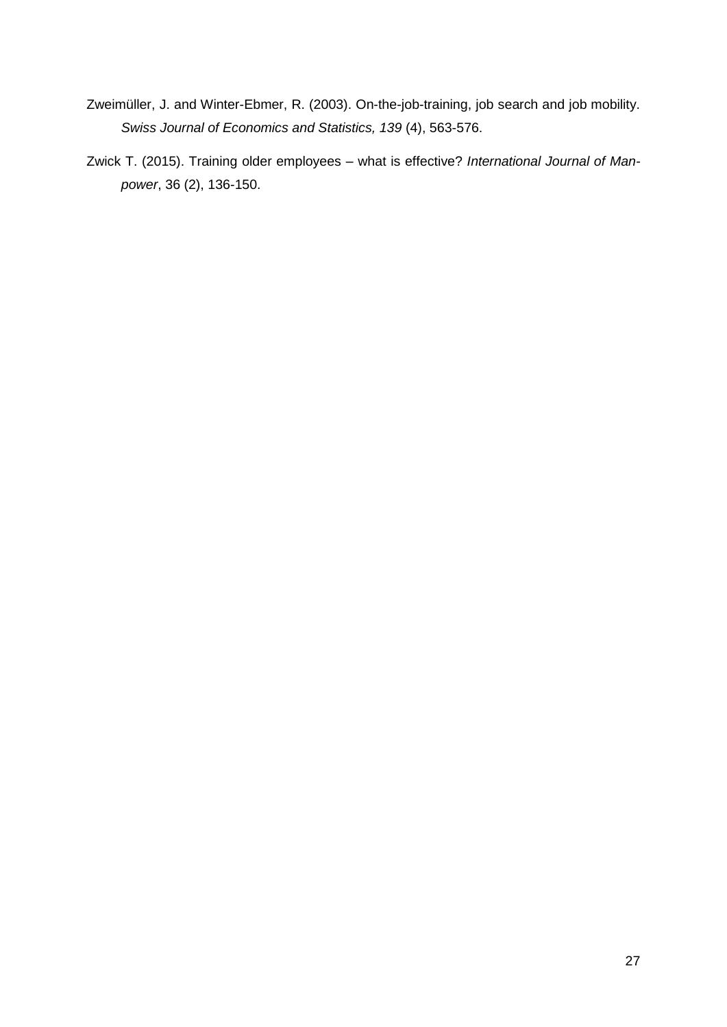Zweimüller, J. and Winter-Ebmer, R. (2003). On-the-job-training, job search and job mobility. *Swiss Journal of Economics and Statistics, 139* (4), 563-576.

Zwick T. (2015). Training older employees – what is effective? *International Journal of Manpower*, 36 (2), 136-150.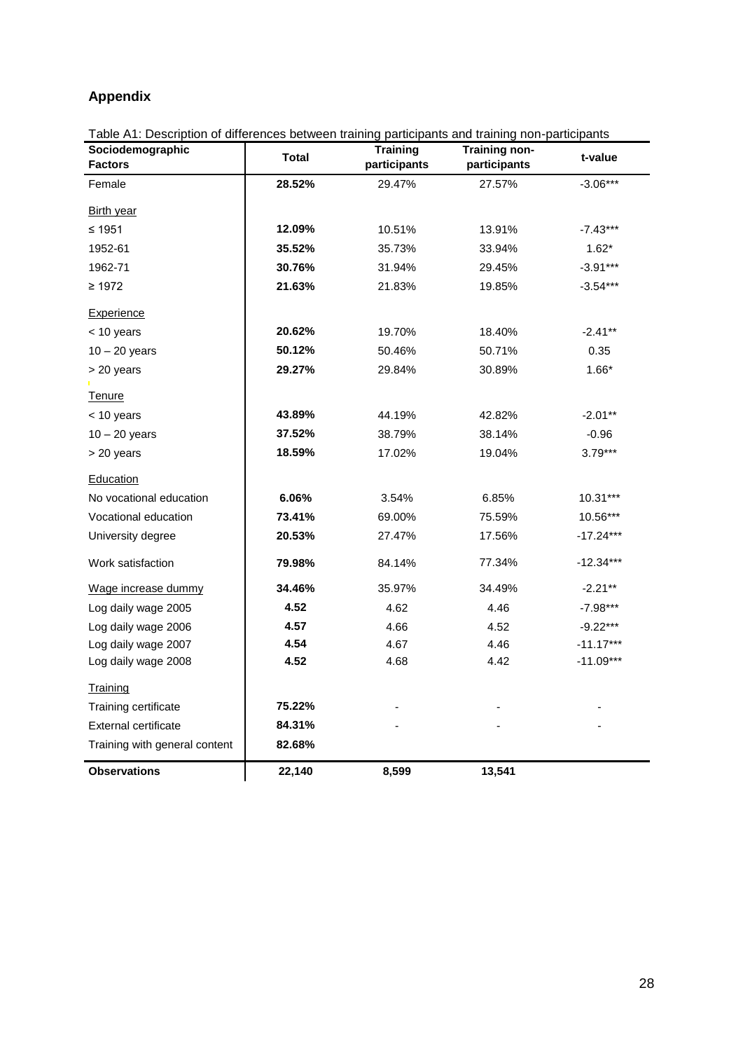## Appendix

Table A1: Description of differences between training participants and training non-participants

| Sociodemographic Factors | Total | Training participants | Training non-participants | t-value |
|---|---|---|---|---|
| Female | **28.52%** | 29.47% | 27.57% | -3.06*** |
| Birth year | | | | |
| ≤ 1951 | **12.09%** | 10.51% | 13.91% | -7.43*** |
| 1952-61 | **35.52%** | 35.73% | 33.94% | 1.62* |
| 1962-71 | **30.76%** | 31.94% | 29.45% | -3.91*** |
| ≥ 1972 | **21.63%** | 21.83% | 19.85% | -3.54*** |
| Experience | | | | |
| < 10 years | **20.62%** | 19.70% | 18.40% | -2.41** |
| 10 – 20 years | **50.12%** | 50.46% | 50.71% | 0.35 |
| > 20 years | **29.27%** | 29.84% | 30.89% | 1.66* |
| Tenure | | | | |
| < 10 years | **43.89%** | 44.19% | 42.82% | -2.01** |
| 10 – 20 years | **37.52%** | 38.79% | 38.14% | -0.96 |
| > 20 years | **18.59%** | 17.02% | 19.04% | 3.79*** |
| Education | | | | |
| No vocational education | **6.06%** | 3.54% | 6.85% | 10.31*** |
| Vocational education | **73.41%** | 69.00% | 75.59% | 10.56*** |
| University degree | **20.53%** | 27.47% | 17.56% | -17.24*** |
| Work satisfaction | **79.98%** | 84.14% | 77.34% | -12.34*** |
| Wage increase dummy | **34.46%** | 35.97% | 34.49% | -2.21** |
| Log daily wage 2005 | **4.52** | 4.62 | 4.46 | -7.98*** |
| Log daily wage 2006 | **4.57** | 4.66 | 4.52 | -9.22*** |
| Log daily wage 2007 | **4.54** | 4.67 | 4.46 | -11.17*** |
| Log daily wage 2008 | **4.52** | 4.68 | 4.42 | -11.09*** |
| Training | | | | |
| Training certificate | **75.22%** | - | - | - |
| External certificate | **84.31%** | - | - | - |
| Training with general content | **82.68%** | | | |
| **Observations** | **22,140** | **8,599** | **13,541** | |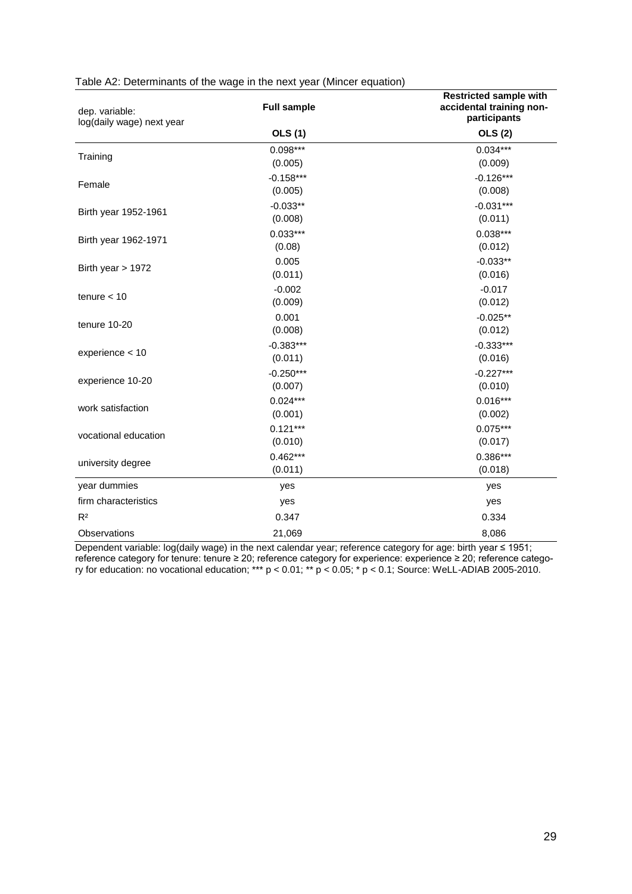Table A2: Determinants of the wage in the next year (Mincer equation)

| dep. variable: log(daily wage) next year | Full sample | Restricted sample with accidental training non-participants |
|---|---|---|
| | **OLS (1)** | **OLS (2)** |
| Training | 0.098*** | 0.034*** |
| | (0.005) | (0.009) |
| Female | -0.158*** | -0.126*** |
| | (0.005) | (0.008) |
| Birth year 1952-1961 | -0.033** | -0.031*** |
| | (0.008) | (0.011) |
| Birth year 1962-1971 | 0.033*** | 0.038*** |
| | (0.08) | (0.012) |
| Birth year > 1972 | 0.005 | -0.033** |
| | (0.011) | (0.016) |
| tenure < 10 | -0.002 | -0.017 |
| | (0.009) | (0.012) |
| tenure 10-20 | 0.001 | -0.025** |
| | (0.008) | (0.012) |
| experience < 10 | -0.383*** | -0.333*** |
| | (0.011) | (0.016) |
| experience 10-20 | -0.250*** | -0.227*** |
| | (0.007) | (0.010) |
| work satisfaction | 0.024*** | 0.016*** |
| | (0.001) | (0.002) |
| vocational education | 0.121*** | 0.075*** |
| | (0.010) | (0.017) |
| university degree | 0.462*** | 0.386*** |
| | (0.011) | (0.018) |
| year dummies | yes | yes |
| firm characteristics | yes | yes |
| $R^2$ | 0.347 | 0.334 |
| Observations | 21,069 | 8,086 |

Dependent variable: log(daily wage) in the next calendar year; reference category for age: birth year ≤ 1951; reference category for tenure: tenure ≥ 20; reference category for experience: experience ≥ 20; reference category for education: no vocational education; *** $p < 0.01$; ** $p < 0.05$; * $p < 0.1$; Source: WeLL-ADIAB 2005-2010.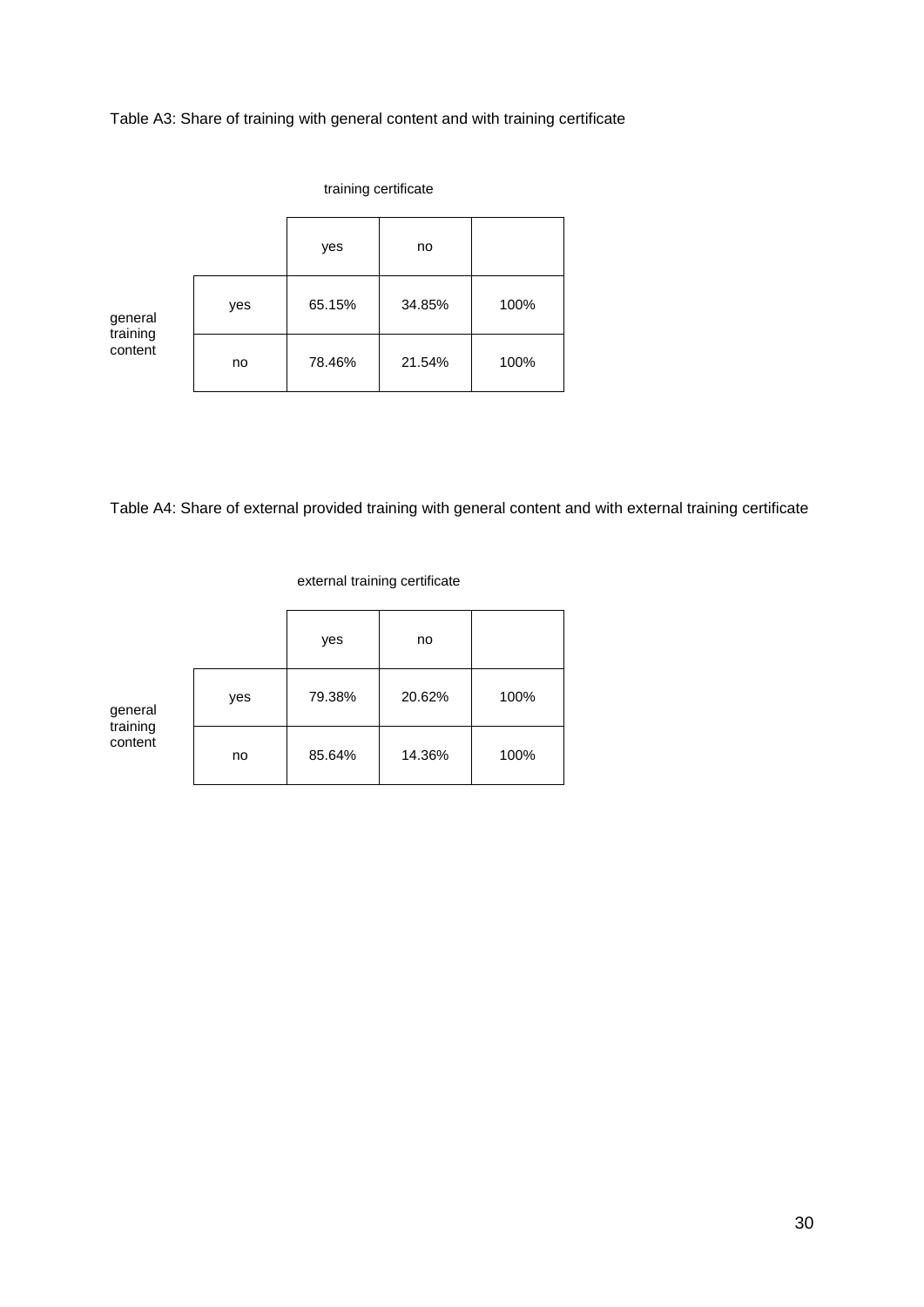Table A3: Share of training with general content and with training certificate

| | | training certificate | | |
|---|---|---|---|---|
| | | yes | no | |
| general training content | yes | 65.15% | 34.85% | 100% |
| | no | 78.46% | 21.54% | 100% |

Table A4: Share of external provided training with general content and with external training certificate

| | | external training certificate | | |
|---|---|---|---|---|
| | | yes | no | |
| general training content | yes | 79.38% | 20.62% | 100% |
| | no | 85.64% | 14.36% | 100% |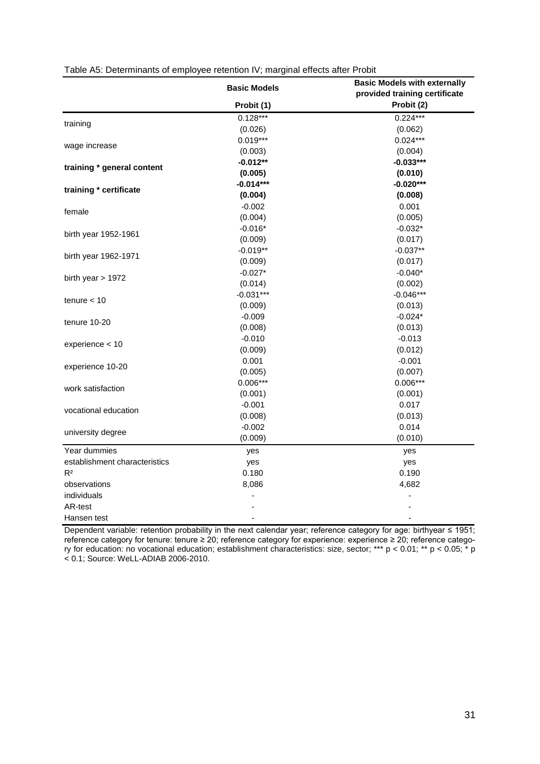Table A5: Determinants of employee retention IV; marginal effects after Probit

| | Basic Models | Basic Models with externally provided training certificate |
|---|---|---|
| | Probit (1) | Probit (2) |
| training | 0.128*** | 0.224*** |
| | (0.026) | (0.062) |
| wage increase | 0.019*** | 0.024*** |
| | (0.003) | (0.004) |
| **training * general content** | **-0.012**** | **-0.033***** |
| | **(0.005)** | **(0.010)** |
| **training * certificate** | **-0.014***** | **-0.020***** |
| | **(0.004)** | **(0.008)** |
| female | -0.002 | 0.001 |
| | (0.004) | (0.005) |
| birth year 1952-1961 | -0.016* | -0.032* |
| | (0.009) | (0.017) |
| birth year 1962-1971 | -0.019** | -0.037** |
| | (0.009) | (0.017) |
| birth year > 1972 | -0.027* | -0.040* |
| | (0.014) | (0.002) |
| tenure < 10 | -0.031*** | -0.046*** |
| | (0.009) | (0.013) |
| tenure 10-20 | -0.009 | -0.024* |
| | (0.008) | (0.013) |
| experience < 10 | -0.010 | -0.013 |
| | (0.009) | (0.012) |
| experience 10-20 | 0.001 | -0.001 |
| | (0.005) | (0.007) |
| work satisfaction | 0.006*** | 0.006*** |
| | (0.001) | (0.001) |
| vocational education | -0.001 | 0.017 |
| | (0.008) | (0.013) |
| university degree | -0.002 | 0.014 |
| | (0.009) | (0.010) |
| Year dummies | yes | yes |
| establishment characteristics | yes | yes |
| $R^2$ | 0.180 | 0.190 |
| observations | 8,086 | 4,682 |
| individuals | - | - |
| AR-test | - | - |
| Hansen test | - | - |

Dependent variable: retention probability in the next calendar year; reference category for age: birthyear ≤ 1951; reference category for tenure: tenure ≥ 20; reference category for experience: experience ≥ 20; reference category for education: no vocational education; establishment characteristics: size, sector; *** $p < 0.01$; ** $p < 0.05$; * $p < 0.1$; Source: WeLL-ADIAB 2006-2010.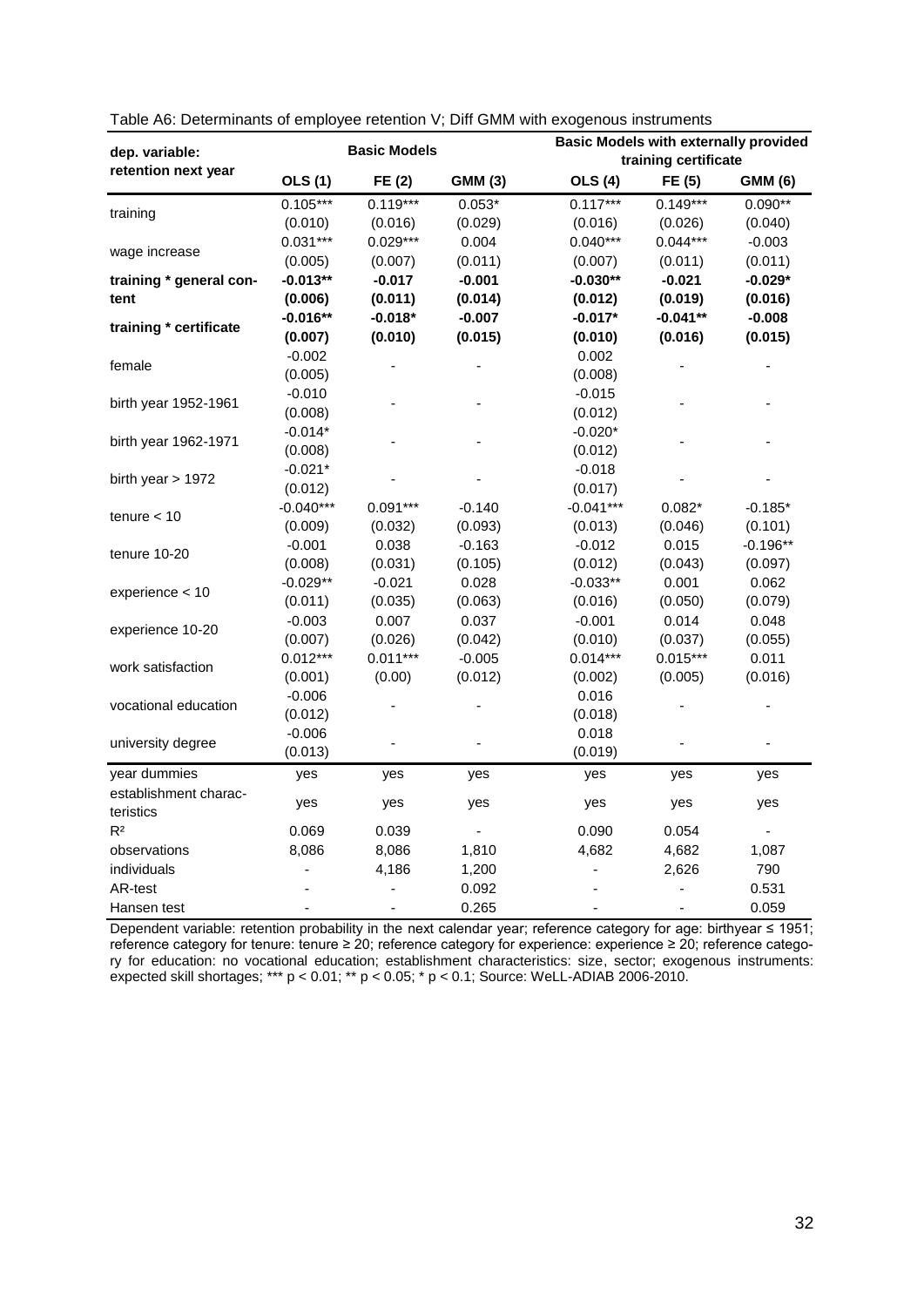Table A6: Determinants of employee retention V; Diff GMM with exogenous instruments

| dep. variable: retention next year | Basic Models | | | Basic Models with externally provided training certificate | | |
|---|---|---|---|---|---|---|
| | OLS (1) | FE (2) | GMM (3) | OLS (4) | FE (5) | GMM (6) |
| training | 0.105*** | 0.119*** | 0.053* | 0.117*** | 0.149*** | 0.090** |
| | (0.010) | (0.016) | (0.029) | (0.016) | (0.026) | (0.040) |
| wage increase | 0.031*** | 0.029*** | 0.004 | 0.040*** | 0.044*** | -0.003 |
| | (0.005) | (0.007) | (0.011) | (0.007) | (0.011) | (0.011) |
| **training * general content** | **-0.013**** | **-0.017** | **-0.001** | **-0.030**** | **-0.021** | **-0.029*** |
| | **(0.006)** | **(0.011)** | **(0.014)** | **(0.012)** | **(0.019)** | **(0.016)** |
| **training * certificate** | **-0.016**** | **-0.018*** | **-0.007** | **-0.017*** | **-0.041**** | **-0.008** |
| | **(0.007)** | **(0.010)** | **(0.015)** | **(0.010)** | **(0.016)** | **(0.015)** |
| female | -0.002 | - | - | 0.002 | - | - |
| | (0.005) | | | (0.008) | | |
| birth year 1952-1961 | -0.010 | - | - | -0.015 | - | - |
| | (0.008) | | | (0.012) | | |
| birth year 1962-1971 | -0.014* | - | - | -0.020* | - | - |
| | (0.008) | | | (0.012) | | |
| birth year > 1972 | -0.021* | - | - | -0.018 | - | - |
| | (0.012) | | | (0.017) | | |
| tenure < 10 | -0.040*** | 0.091*** | -0.140 | -0.041*** | 0.082* | -0.185* |
| | (0.009) | (0.032) | (0.093) | (0.013) | (0.046) | (0.101) |
| tenure 10-20 | -0.001 | 0.038 | -0.163 | -0.012 | 0.015 | -0.196** |
| | (0.008) | (0.031) | (0.105) | (0.012) | (0.043) | (0.097) |
| experience < 10 | -0.029** | -0.021 | 0.028 | -0.033** | 0.001 | 0.062 |
| | (0.011) | (0.035) | (0.063) | (0.016) | (0.050) | (0.079) |
| experience 10-20 | -0.003 | 0.007 | 0.037 | -0.001 | 0.014 | 0.048 |
| | (0.007) | (0.026) | (0.042) | (0.010) | (0.037) | (0.055) |
| work satisfaction | 0.012*** | 0.011*** | -0.005 | 0.014*** | 0.015*** | 0.011 |
| | (0.001) | (0.00) | (0.012) | (0.002) | (0.005) | (0.016) |
| vocational education | -0.006 | - | - | 0.016 | - | - |
| | (0.012) | | | (0.018) | | |
| university degree | -0.006 | - | - | 0.018 | - | - |
| | (0.013) | | | (0.019) | | |
| year dummies | yes | yes | yes | yes | yes | yes |
| establishment characteristics | yes | yes | yes | yes | yes | yes |
| $R^2$ | 0.069 | 0.039 | - | 0.090 | 0.054 | - |
| observations | 8,086 | 8,086 | 1,810 | 4,682 | 4,682 | 1,087 |
| individuals | - | 4,186 | 1,200 | - | 2,626 | 790 |
| AR-test | - | - | 0.092 | - | - | 0.531 |
| Hansen test | - | - | 0.265 | - | - | 0.059 |

Dependent variable: retention probability in the next calendar year; reference category for age: birthyear ≤ 1951; reference category for tenure: tenure ≥ 20; reference category for experience: experience ≥ 20; reference category for education: no vocational education; establishment characteristics: size, sector; exogenous instruments: expected skill shortages; *** $p < 0.01$; ** $p < 0.05$; * $p < 0.1$; Source: WeLL-ADIAB 2006-2010.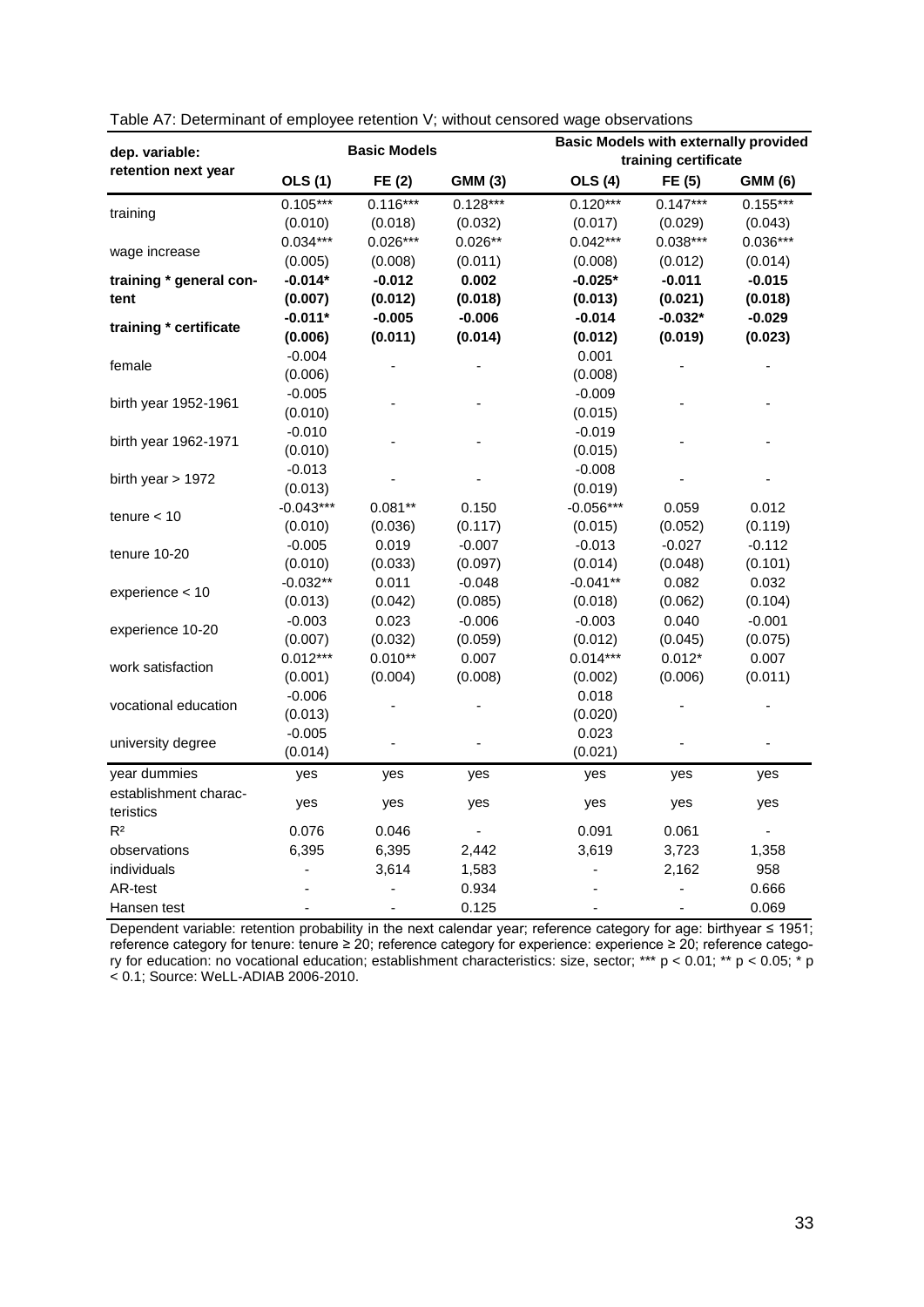Table A7: Determinant of employee retention V; without censored wage observations

| dep. variable: retention next year | Basic Models | | | Basic Models with externally provided training certificate | | |
|---|---|---|---|---|---|---|
| | OLS (1) | FE (2) | GMM (3) | OLS (4) | FE (5) | GMM (6) |
| training | 0.105*** | 0.116*** | 0.128*** | 0.120*** | 0.147*** | 0.155*** |
| | (0.010) | (0.018) | (0.032) | (0.017) | (0.029) | (0.043) |
| wage increase | 0.034*** | 0.026*** | 0.026** | 0.042*** | 0.038*** | 0.036*** |
| | (0.005) | (0.008) | (0.011) | (0.008) | (0.012) | (0.014) |
| **training * general content** | **-0.014*** | **-0.012** | **0.002** | **-0.025*** | **-0.011** | **-0.015** |
| | **(0.007)** | **(0.012)** | **(0.018)** | **(0.013)** | **(0.021)** | **(0.018)** |
| **training * certificate** | **-0.011*** | **-0.005** | **-0.006** | **-0.014** | **-0.032*** | **-0.029** |
| | **(0.006)** | **(0.011)** | **(0.014)** | **(0.012)** | **(0.019)** | **(0.023)** |
| female | -0.004 | - | - | 0.001 | - | - |
| | (0.006) | | | (0.008) | | |
| birth year 1952-1961 | -0.005 | - | - | -0.009 | - | - |
| | (0.010) | | | (0.015) | | |
| birth year 1962-1971 | -0.010 | - | - | -0.019 | - | - |
| | (0.010) | | | (0.015) | | |
| birth year > 1972 | -0.013 | - | - | -0.008 | - | - |
| | (0.013) | | | (0.019) | | |
| tenure < 10 | -0.043*** | 0.081** | 0.150 | -0.056*** | 0.059 | 0.012 |
| | (0.010) | (0.036) | (0.117) | (0.015) | (0.052) | (0.119) |
| tenure 10-20 | -0.005 | 0.019 | -0.007 | -0.013 | -0.027 | -0.112 |
| | (0.010) | (0.033) | (0.097) | (0.014) | (0.048) | (0.101) |
| experience < 10 | -0.032** | 0.011 | -0.048 | -0.041** | 0.082 | 0.032 |
| | (0.013) | (0.042) | (0.085) | (0.018) | (0.062) | (0.104) |
| experience 10-20 | -0.003 | 0.023 | -0.006 | -0.003 | 0.040 | -0.001 |
| | (0.007) | (0.032) | (0.059) | (0.012) | (0.045) | (0.075) |
| work satisfaction | 0.012*** | 0.010** | 0.007 | 0.014*** | 0.012* | 0.007 |
| | (0.001) | (0.004) | (0.008) | (0.002) | (0.006) | (0.011) |
| vocational education | -0.006 | - | - | 0.018 | - | - |
| | (0.013) | | | (0.020) | | |
| university degree | -0.005 | - | - | 0.023 | - | - |
| | (0.014) | | | (0.021) | | |
| year dummies | yes | yes | yes | yes | yes | yes |
| establishment characteristics | yes | yes | yes | yes | yes | yes |
| $R^2$ | 0.076 | 0.046 | - | 0.091 | 0.061 | - |
| observations | 6,395 | 6,395 | 2,442 | 3,619 | 3,723 | 1,358 |
| individuals | - | 3,614 | 1,583 | - | 2,162 | 958 |
| AR-test | - | - | 0.934 | - | - | 0.666 |
| Hansen test | - | - | 0.125 | - | - | 0.069 |

Dependent variable: retention probability in the next calendar year; reference category for age: birthyear ≤ 1951; reference category for tenure: tenure ≥ 20; reference category for experience: experience ≥ 20; reference category for education: no vocational education; establishment characteristics: size, sector; *** $p < 0.01$; ** $p < 0.05$; * $p < 0.1$; Source: WeLL-ADIAB 2006-2010.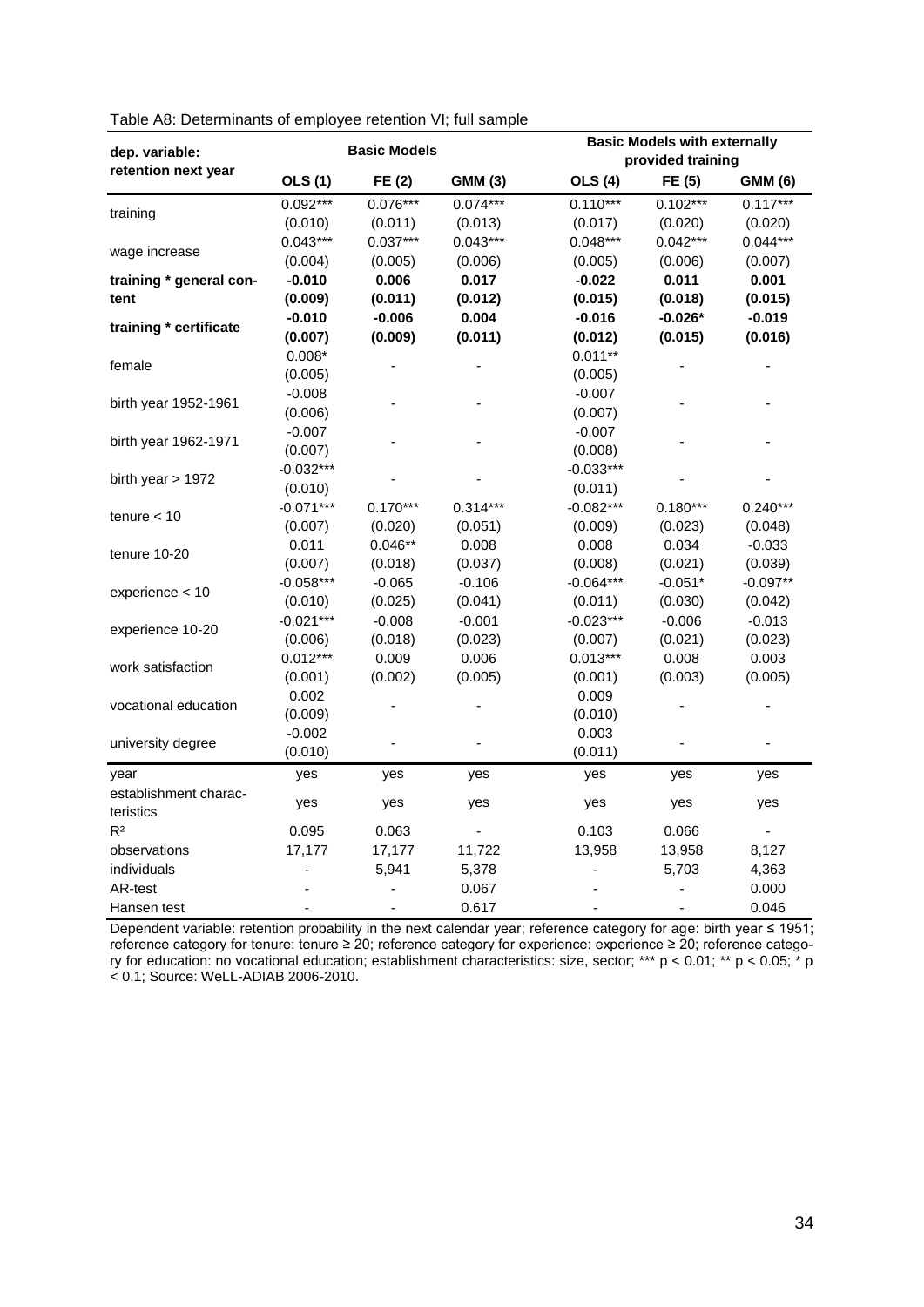Table A8: Determinants of employee retention VI; full sample

| dep. variable: retention next year | Basic Models | | | Basic Models with externally provided training | | |
|---|---|---|---|---|---|---|
| | OLS (1) | FE (2) | GMM (3) | OLS (4) | FE (5) | GMM (6) |
| training | 0.092*** | 0.076*** | 0.074*** | 0.110*** | 0.102*** | 0.117*** |
| | (0.010) | (0.011) | (0.013) | (0.017) | (0.020) | (0.020) |
| wage increase | 0.043*** | 0.037*** | 0.043*** | 0.048*** | 0.042*** | 0.044*** |
| | (0.004) | (0.005) | (0.006) | (0.005) | (0.006) | (0.007) |
| **training * general content** | **-0.010** | **0.006** | **0.017** | **-0.022** | **0.011** | **0.001** |
| | **(0.009)** | **(0.011)** | **(0.012)** | **(0.015)** | **(0.018)** | **(0.015)** |
| **training * certificate** | **-0.010** | **-0.006** | **0.004** | **-0.016** | **-0.026*** | **-0.019** |
| | **(0.007)** | **(0.009)** | **(0.011)** | **(0.012)** | **(0.015)** | **(0.016)** |
| female | 0.008* | - | - | 0.011** | - | - |
| | (0.005) | | | (0.005) | | |
| birth year 1952-1961 | -0.008 | - | - | -0.007 | - | - |
| | (0.006) | | | (0.007) | | |
| birth year 1962-1971 | -0.007 | - | - | -0.007 | - | - |
| | (0.007) | | | (0.008) | | |
| birth year > 1972 | -0.032*** | - | - | -0.033*** | - | - |
| | (0.010) | | | (0.011) | | |
| tenure < 10 | -0.071*** | 0.170*** | 0.314*** | -0.082*** | 0.180*** | 0.240*** |
| | (0.007) | (0.020) | (0.051) | (0.009) | (0.023) | (0.048) |
| tenure 10-20 | 0.011 | 0.046** | 0.008 | 0.008 | 0.034 | -0.033 |
| | (0.007) | (0.018) | (0.037) | (0.008) | (0.021) | (0.039) |
| experience < 10 | -0.058*** | -0.065 | -0.106 | -0.064*** | -0.051* | -0.097** |
| | (0.010) | (0.025) | (0.041) | (0.011) | (0.030) | (0.042) |
| experience 10-20 | -0.021*** | -0.008 | -0.001 | -0.023*** | -0.006 | -0.013 |
| | (0.006) | (0.018) | (0.023) | (0.007) | (0.021) | (0.023) |
| work satisfaction | 0.012*** | 0.009 | 0.006 | 0.013*** | 0.008 | 0.003 |
| | (0.001) | (0.002) | (0.005) | (0.001) | (0.003) | (0.005) |
| vocational education | 0.002 | - | - | 0.009 | - | - |
| | (0.009) | | | (0.010) | | |
| university degree | -0.002 | - | - | 0.003 | - | - |
| | (0.010) | | | (0.011) | | |
| year | yes | yes | yes | yes | yes | yes |
| establishment characteristics | yes | yes | yes | yes | yes | yes |
| $R^2$ | 0.095 | 0.063 | - | 0.103 | 0.066 | - |
| observations | 17,177 | 17,177 | 11,722 | 13,958 | 13,958 | 8,127 |
| individuals | - | 5,941 | 5,378 | - | 5,703 | 4,363 |
| AR-test | - | - | 0.067 | - | - | 0.000 |
| Hansen test | - | - | 0.617 | - | - | 0.046 |

Dependent variable: retention probability in the next calendar year; reference category for age: birth year ≤ 1951; reference category for tenure: tenure ≥ 20; reference category for experience: experience ≥ 20; reference category for education: no vocational education; establishment characteristics: size, sector; *** p < 0.01; ** p < 0.05; * p < 0.1; Source: WeLL-ADIAB 2006-2010.